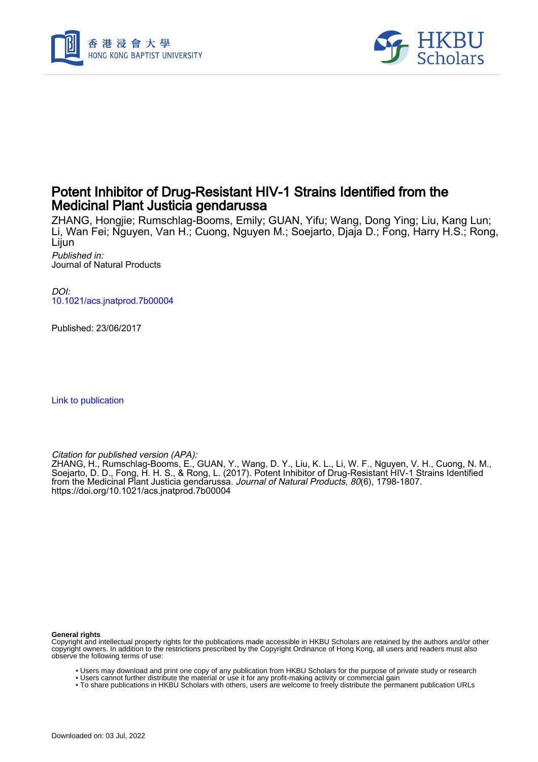# Potent Inhibitor of Drug-Resistant HIV-1 Strains Identified from the Medicinal Plant Justicia gendarussa

ZHANG, Hongjie; Rumschlag-Booms, Emily; GUAN, Yifu; Wang, Dong Ying; Liu, Kang Lun; Li, Wan Fei; Nguyen, Van H.; Cuong, Nguyen M.; Soejarto, Djaja D.; Fong, Harry H.S.; Rong, Lijun

*Published in:*
Journal of Natural Products

*DOI:*
10.1021/acs.jnatprod.7b00004

Published: 23/06/2017

Link to publication

*Citation for published version (APA):*
ZHANG, H., Rumschlag-Booms, E., GUAN, Y., Wang, D. Y., Liu, K. L., Li, W. F., Nguyen, V. H., Cuong, N. M., Soejarto, D. D., Fong, H. H. S., & Rong, L. (2017). Potent Inhibitor of Drug-Resistant HIV-1 Strains Identified from the Medicinal Plant Justicia gendarussa. *Journal of Natural Products*, *80*(6), 1798-1807. https://doi.org/10.1021/acs.jnatprod.7b00004

**General rights**
Copyright and intellectual property rights for the publications made accessible in HKBU Scholars are retained by the authors and/or other copyright owners. In addition to the restrictions prescribed by the Copyright Ordinance of Hong Kong, all users and readers must also observe the following terms of use:

- Users may download and print one copy of any publication from HKBU Scholars for the purpose of private study or research
- Users cannot further distribute the material or use it for any profit-making activity or commercial gain
- To share publications in HKBU Scholars with others, users are welcome to freely distribute the permanent publication URLs

Downloaded on: 03 Jul, 2022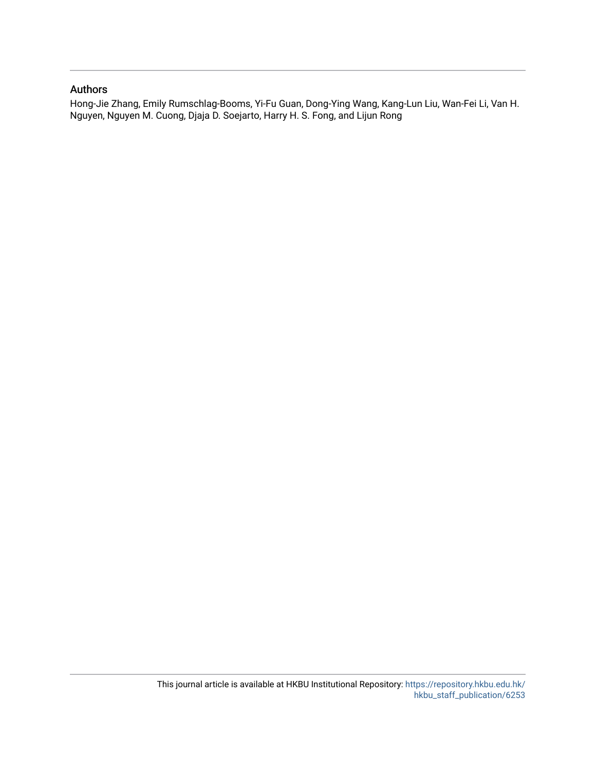## Authors

Hong-Jie Zhang, Emily Rumschlag-Booms, Yi-Fu Guan, Dong-Ying Wang, Kang-Lun Liu, Wan-Fei Li, Van H. Nguyen, Nguyen M. Cuong, Djaja D. Soejarto, Harry H. S. Fong, and Lijun Rong

This journal article is available at HKBU Institutional Repository: https://repository.hkbu.edu.hk/hkbu_staff_publication/6253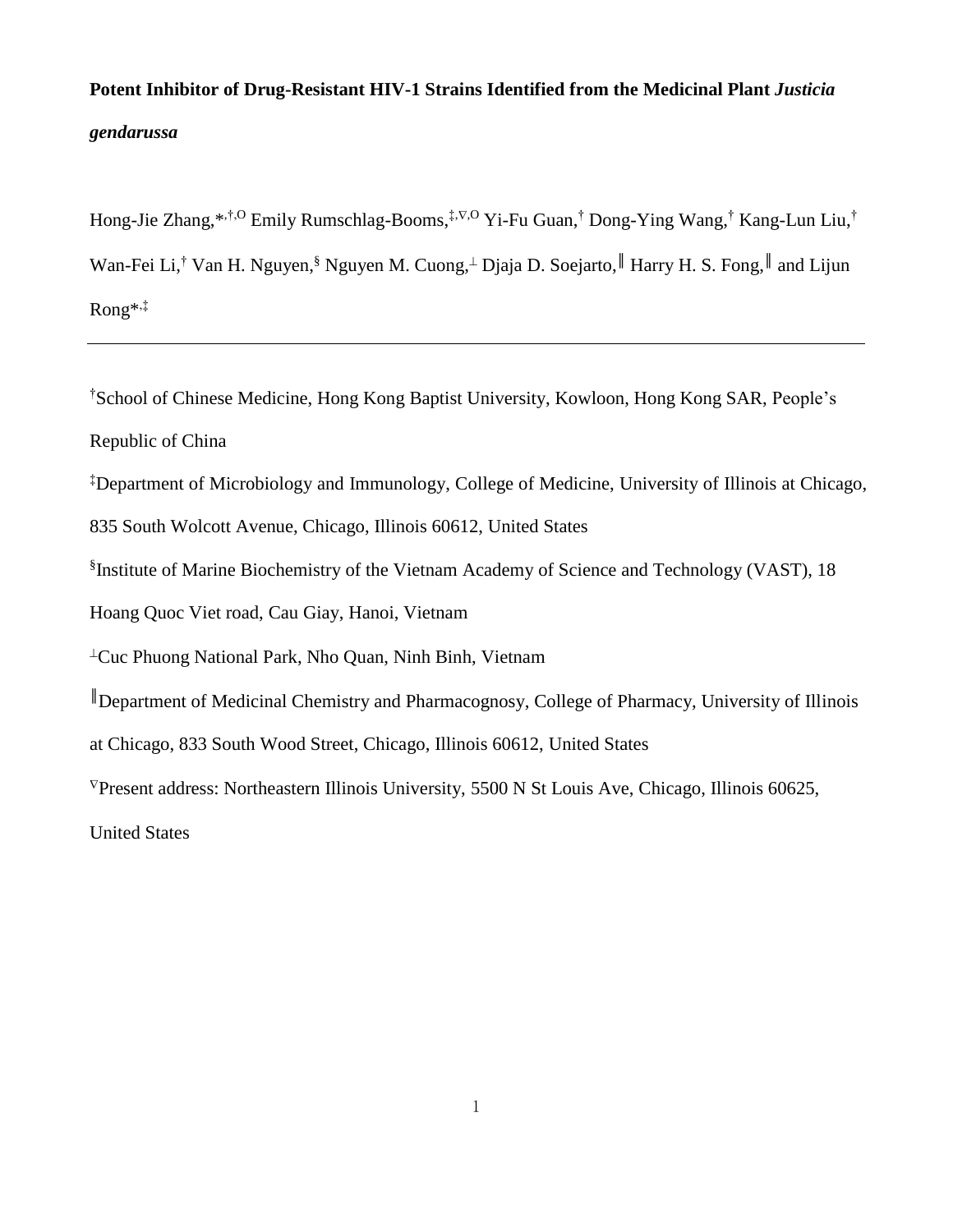**Potent Inhibitor of Drug-Resistant HIV-1 Strains Identified from the Medicinal Plant *Justicia gendarussa***

Hong-Jie Zhang,*[,†,O] Emily Rumschlag-Booms,[‡,∇,O] Yi-Fu Guan,[†] Dong-Ying Wang,[†] Kang-Lun Liu,[†] Wan-Fei Li,[†] Van H. Nguyen,[§] Nguyen M. Cuong,[⊥] Djaja D. Soejarto,[∥] Harry H. S. Fong,[∥] and Lijun Rong*[,‡]

---

[†]School of Chinese Medicine, Hong Kong Baptist University, Kowloon, Hong Kong SAR, People's Republic of China

[‡]Department of Microbiology and Immunology, College of Medicine, University of Illinois at Chicago, 835 South Wolcott Avenue, Chicago, Illinois 60612, United States

[§]Institute of Marine Biochemistry of the Vietnam Academy of Science and Technology (VAST), 18 Hoang Quoc Viet road, Cau Giay, Hanoi, Vietnam

[⊥]Cuc Phuong National Park, Nho Quan, Ninh Binh, Vietnam

[∥]Department of Medicinal Chemistry and Pharmacognosy, College of Pharmacy, University of Illinois at Chicago, 833 South Wood Street, Chicago, Illinois 60612, United States

[∇]Present address: Northeastern Illinois University, 5500 N St Louis Ave, Chicago, Illinois 60625, United States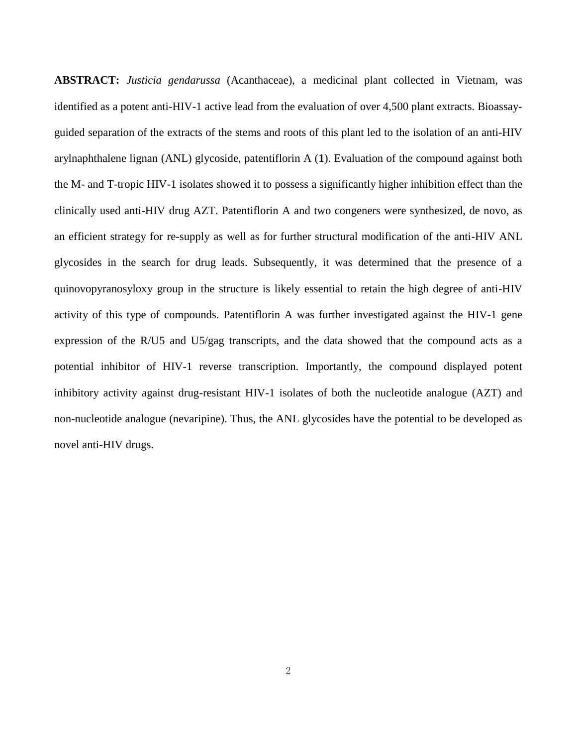**ABSTRACT:** *Justicia gendarussa* (Acanthaceae), a medicinal plant collected in Vietnam, was identified as a potent anti-HIV-1 active lead from the evaluation of over 4,500 plant extracts. Bioassay-guided separation of the extracts of the stems and roots of this plant led to the isolation of an anti-HIV arylnaphthalene lignan (ANL) glycoside, patentiflorin A (**1**). Evaluation of the compound against both the M- and T-tropic HIV-1 isolates showed it to possess a significantly higher inhibition effect than the clinically used anti-HIV drug AZT. Patentiflorin A and two congeners were synthesized, de novo, as an efficient strategy for re-supply as well as for further structural modification of the anti-HIV ANL glycosides in the search for drug leads. Subsequently, it was determined that the presence of a quinovopyranosyloxy group in the structure is likely essential to retain the high degree of anti-HIV activity of this type of compounds. Patentiflorin A was further investigated against the HIV-1 gene expression of the R/U5 and U5/gag transcripts, and the data showed that the compound acts as a potential inhibitor of HIV-1 reverse transcription. Importantly, the compound displayed potent inhibitory activity against drug-resistant HIV-1 isolates of both the nucleotide analogue (AZT) and non-nucleotide analogue (nevaripine). Thus, the ANL glycosides have the potential to be developed as novel anti-HIV drugs.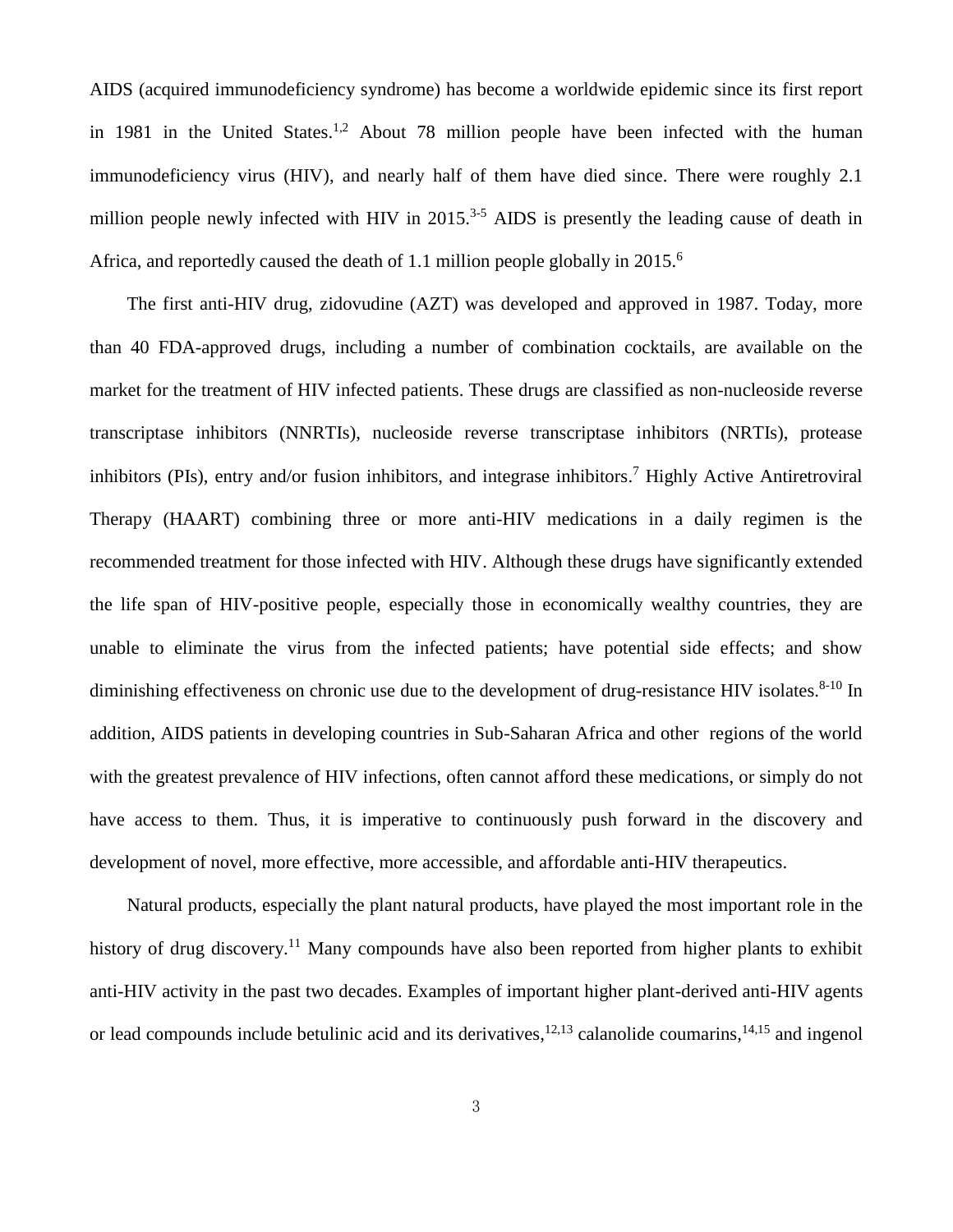AIDS (acquired immunodeficiency syndrome) has become a worldwide epidemic since its first report in 1981 in the United States.[1,2] About 78 million people have been infected with the human immunodeficiency virus (HIV), and nearly half of them have died since. There were roughly 2.1 million people newly infected with HIV in 2015.[3-5] AIDS is presently the leading cause of death in Africa, and reportedly caused the death of 1.1 million people globally in 2015.[6]

The first anti-HIV drug, zidovudine (AZT) was developed and approved in 1987. Today, more than 40 FDA-approved drugs, including a number of combination cocktails, are available on the market for the treatment of HIV infected patients. These drugs are classified as non-nucleoside reverse transcriptase inhibitors (NNRTIs), nucleoside reverse transcriptase inhibitors (NRTIs), protease inhibitors (PIs), entry and/or fusion inhibitors, and integrase inhibitors.[7] Highly Active Antiretroviral Therapy (HAART) combining three or more anti-HIV medications in a daily regimen is the recommended treatment for those infected with HIV. Although these drugs have significantly extended the life span of HIV-positive people, especially those in economically wealthy countries, they are unable to eliminate the virus from the infected patients; have potential side effects; and show diminishing effectiveness on chronic use due to the development of drug-resistance HIV isolates.[8-10] In addition, AIDS patients in developing countries in Sub-Saharan Africa and other regions of the world with the greatest prevalence of HIV infections, often cannot afford these medications, or simply do not have access to them. Thus, it is imperative to continuously push forward in the discovery and development of novel, more effective, more accessible, and affordable anti-HIV therapeutics.

Natural products, especially the plant natural products, have played the most important role in the history of drug discovery.[11] Many compounds have also been reported from higher plants to exhibit anti-HIV activity in the past two decades. Examples of important higher plant-derived anti-HIV agents or lead compounds include betulinic acid and its derivatives,[12,13] calanolide coumarins,[14,15] and ingenol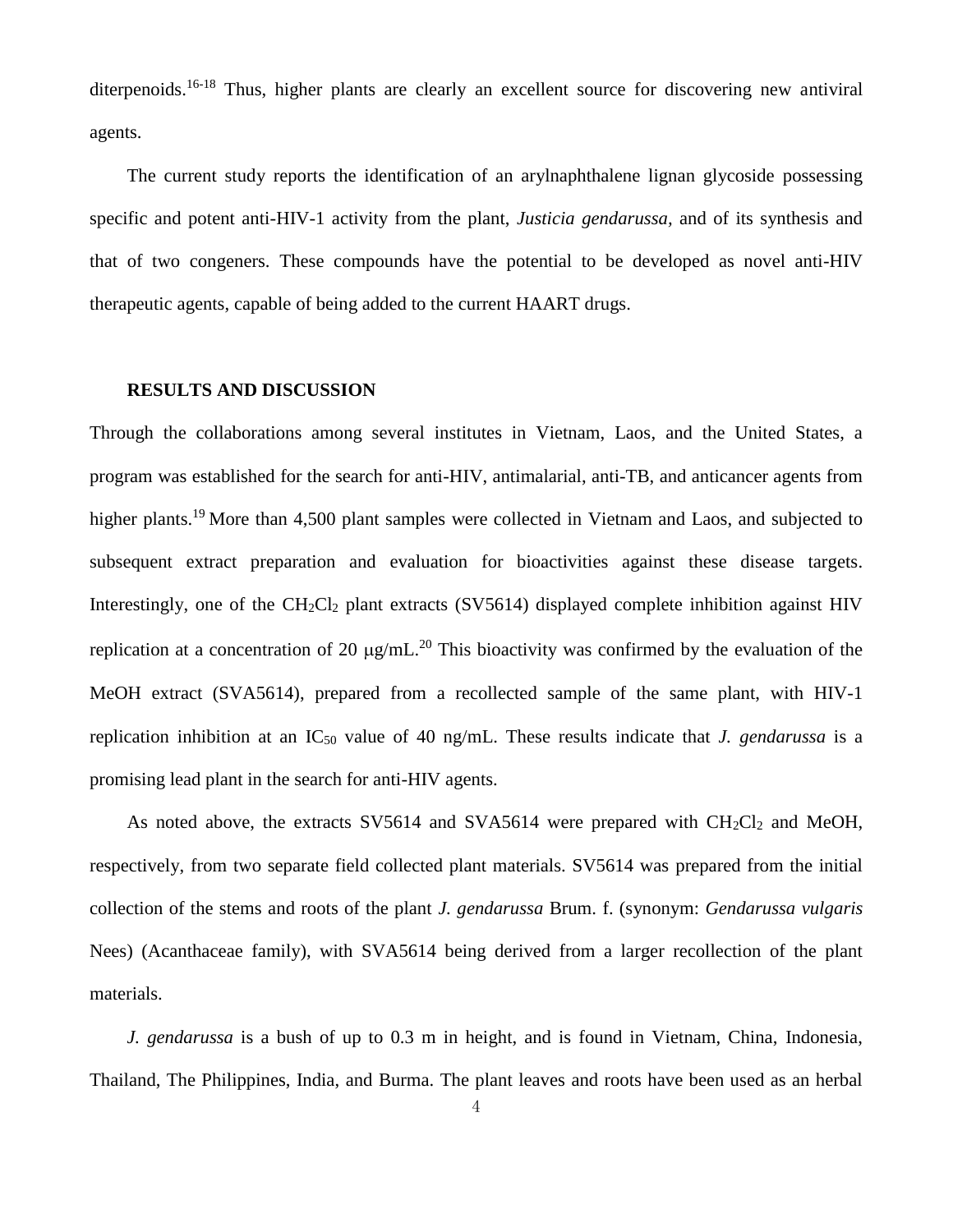diterpenoids.[16-18] Thus, higher plants are clearly an excellent source for discovering new antiviral agents.

The current study reports the identification of an arylnaphthalene lignan glycoside possessing specific and potent anti-HIV-1 activity from the plant, *Justicia gendarussa*, and of its synthesis and that of two congeners. These compounds have the potential to be developed as novel anti-HIV therapeutic agents, capable of being added to the current HAART drugs.

## RESULTS AND DISCUSSION

Through the collaborations among several institutes in Vietnam, Laos, and the United States, a program was established for the search for anti-HIV, antimalarial, anti-TB, and anticancer agents from higher plants.[19] More than 4,500 plant samples were collected in Vietnam and Laos, and subjected to subsequent extract preparation and evaluation for bioactivities against these disease targets. Interestingly, one of the $CH_2Cl_2$ plant extracts (SV5614) displayed complete inhibition against HIV replication at a concentration of 20 μg/mL.[20] This bioactivity was confirmed by the evaluation of the MeOH extract (SVA5614), prepared from a recollected sample of the same plant, with HIV-1 replication inhibition at an $IC_{50}$ value of 40 ng/mL. These results indicate that *J. gendarussa* is a promising lead plant in the search for anti-HIV agents.

As noted above, the extracts SV5614 and SVA5614 were prepared with $CH_2Cl_2$ and MeOH, respectively, from two separate field collected plant materials. SV5614 was prepared from the initial collection of the stems and roots of the plant *J. gendarussa* Brum. f. (synonym: *Gendarussa vulgaris* Nees) (Acanthaceae family), with SVA5614 being derived from a larger recollection of the plant materials.

*J. gendarussa* is a bush of up to 0.3 m in height, and is found in Vietnam, China, Indonesia, Thailand, The Philippines, India, and Burma. The plant leaves and roots have been used as an herbal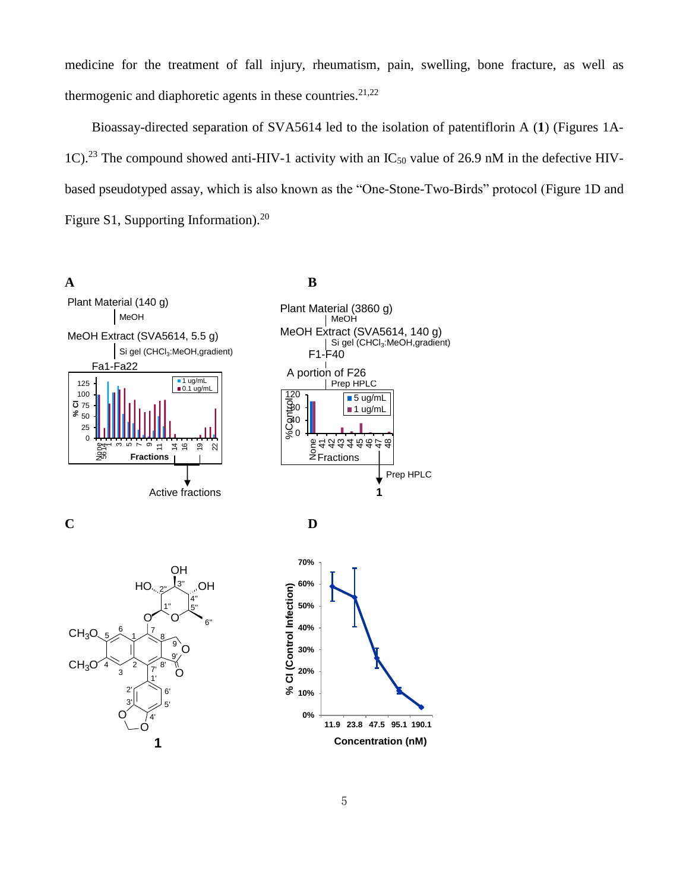medicine for the treatment of fall injury, rheumatism, pain, swelling, bone fracture, as well as thermogenic and diaphoretic agents in these countries.[21,22]

Bioassay-directed separation of SVA5614 led to the isolation of patentiflorin A (**1**) (Figures 1A-1C).[23] The compound showed anti-HIV-1 activity with an $IC_{50}$ value of 26.9 nM in the defective HIV-based pseudotyped assay, which is also known as the "One-Stone-Two-Birds" protocol (Figure 1D and Figure S1, Supporting Information).[20]

**A**

Plant Material (140 g)
MeOH
MeOH Extract (SVA5614, 5.5 g)
Si gel ($CHCl_3$:MeOH,gradient)
Fa1-Fa22

Active fractions

**B**

Plant Material (3860 g)
MeOH
MeOH Extract (SVA5614, 140 g)
Si gel ($CHCl_3$:MeOH,gradient)
F1-F40
A portion of F26
Prep HPLC
Prep HPLC
**1**

**C**

**1**

**D**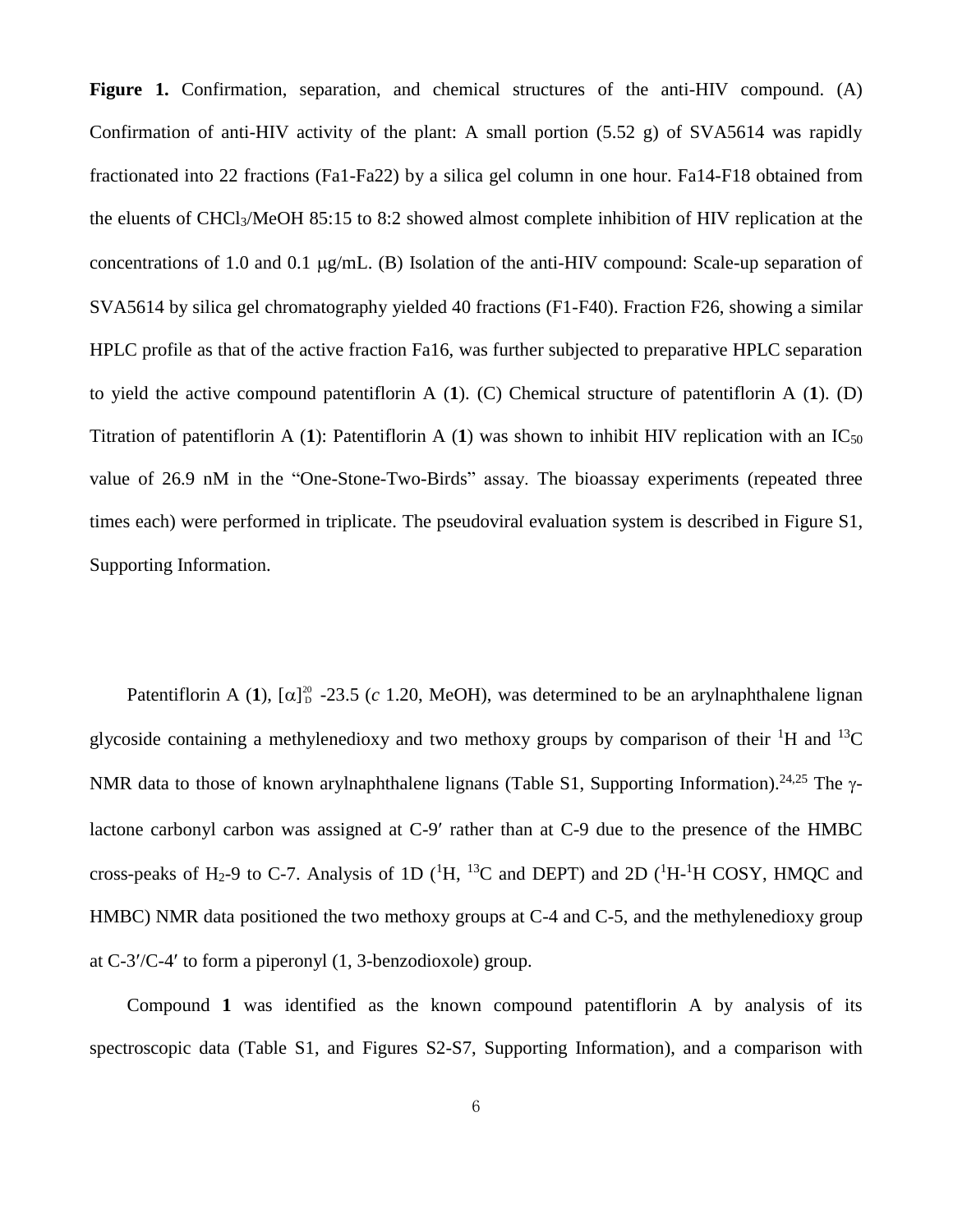**Figure 1.** Confirmation, separation, and chemical structures of the anti-HIV compound. (A) Confirmation of anti-HIV activity of the plant: A small portion (5.52 g) of SVA5614 was rapidly fractionated into 22 fractions (Fa1-Fa22) by a silica gel column in one hour. Fa14-F18 obtained from the eluents of $CHCl_3$/MeOH 85:15 to 8:2 showed almost complete inhibition of HIV replication at the concentrations of 1.0 and 0.1 μg/mL. (B) Isolation of the anti-HIV compound: Scale-up separation of SVA5614 by silica gel chromatography yielded 40 fractions (F1-F40). Fraction F26, showing a similar HPLC profile as that of the active fraction Fa16, was further subjected to preparative HPLC separation to yield the active compound patentiflorin A (**1**). (C) Chemical structure of patentiflorin A (**1**). (D) Titration of patentiflorin A (**1**): Patentiflorin A (**1**) was shown to inhibit HIV replication with an $IC_{50}$ value of 26.9 nM in the "One-Stone-Two-Birds" assay. The bioassay experiments (repeated three times each) were performed in triplicate. The pseudoviral evaluation system is described in Figure S1, Supporting Information.

Patentiflorin A (**1**), $[\alpha]_D^{20}$ -23.5 (*c* 1.20, MeOH), was determined to be an arylnaphthalene lignan glycoside containing a methylenedioxy and two methoxy groups by comparison of their $^1$H and $^{13}$C NMR data to those of known arylnaphthalene lignans (Table S1, Supporting Information).[24,25] The γ-lactone carbonyl carbon was assigned at C-9′ rather than at C-9 due to the presence of the HMBC cross-peaks of $H_2$-9 to C-7. Analysis of 1D ($^1$H, $^{13}$C and DEPT) and 2D ($^1$H-$^1$H COSY, HMQC and HMBC) NMR data positioned the two methoxy groups at C-4 and C-5, and the methylenedioxy group at C-3′/C-4′ to form a piperonyl (1, 3-benzodioxole) group.

Compound **1** was identified as the known compound patentiflorin A by analysis of its spectroscopic data (Table S1, and Figures S2-S7, Supporting Information), and a comparison with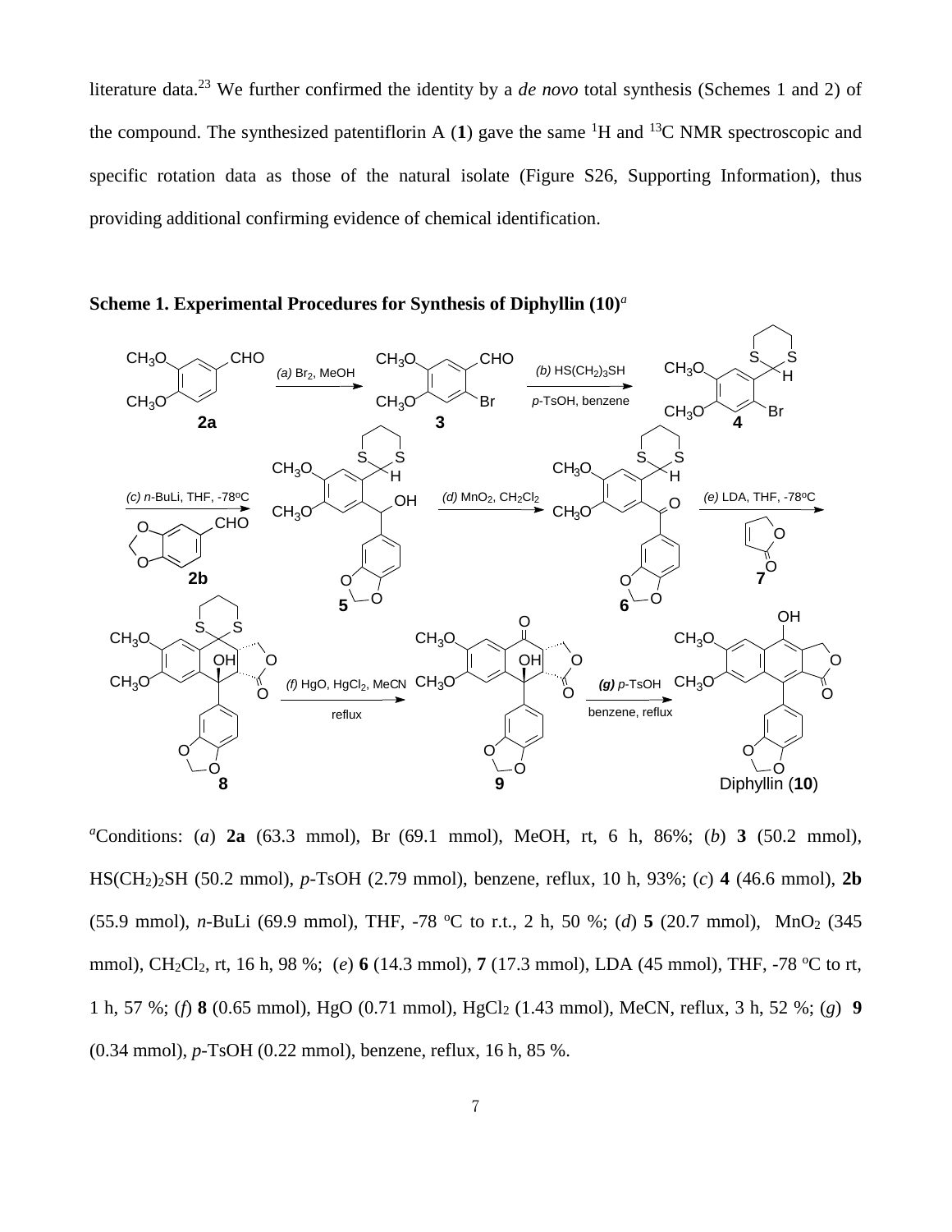literature data.[23] We further confirmed the identity by a *de novo* total synthesis (Schemes 1 and 2) of the compound. The synthesized patentiflorin A (**1**) gave the same $^{1}H$ and $^{13}C$ NMR spectroscopic and specific rotation data as those of the natural isolate (Figure S26, Supporting Information), thus providing additional confirming evidence of chemical identification.

**Scheme 1. Experimental Procedures for Synthesis of Diphyllin (10)**[a]

[a]Conditions: (*a*) **2a** (63.3 mmol), Br (69.1 mmol), MeOH, rt, 6 h, 86%; (*b*) **3** (50.2 mmol), $HS(CH_2)_2SH$ (50.2 mmol), *p*-TsOH (2.79 mmol), benzene, reflux, 10 h, 93%; (*c*) **4** (46.6 mmol), **2b** (55.9 mmol), *n*-BuLi (69.9 mmol), THF, -78 °C to r.t., 2 h, 50 %; (*d*) **5** (20.7 mmol), $MnO_2$ (345 mmol), $CH_2Cl_2$, rt, 16 h, 98 %; (*e*) **6** (14.3 mmol), **7** (17.3 mmol), LDA (45 mmol), THF, -78 °C to rt, 1 h, 57 %; (*f*) **8** (0.65 mmol), HgO (0.71 mmol), $HgCl_2$ (1.43 mmol), MeCN, reflux, 3 h, 52 %; (*g*) **9** (0.34 mmol), *p*-TsOH (0.22 mmol), benzene, reflux, 16 h, 85 %.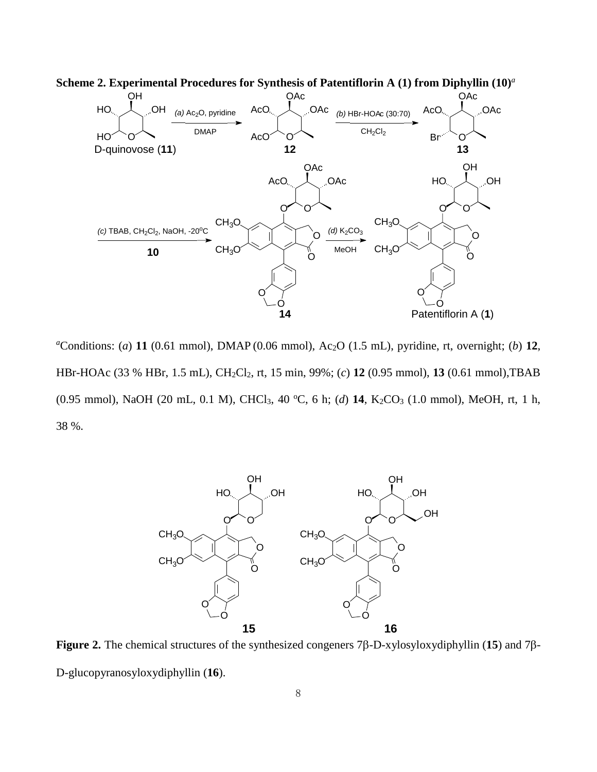**Scheme 2. Experimental Procedures for Synthesis of Patentiflorin A (1) from Diphyllin (10)[a]**

[a]Conditions: (*a*) **11** (0.61 mmol), DMAP (0.06 mmol), $Ac_2O$ (1.5 mL), pyridine, rt, overnight; (*b*) **12**, HBr-HOAc (33 % HBr, 1.5 mL), $CH_2Cl_2$, rt, 15 min, 99%; (*c*) **12** (0.95 mmol), **13** (0.61 mmol),TBAB (0.95 mmol), NaOH (20 mL, 0.1 M), $CHCl_3$, 40 ºC, 6 h; (*d*) **14**, $K_2CO_3$ (1.0 mmol), MeOH, rt, 1 h, 38 %.

**Figure 2.** The chemical structures of the synthesized congeners 7β-D-xylosyloxydiphyllin (**15**) and 7β-D-glucopyranosyloxydiphyllin (**16**).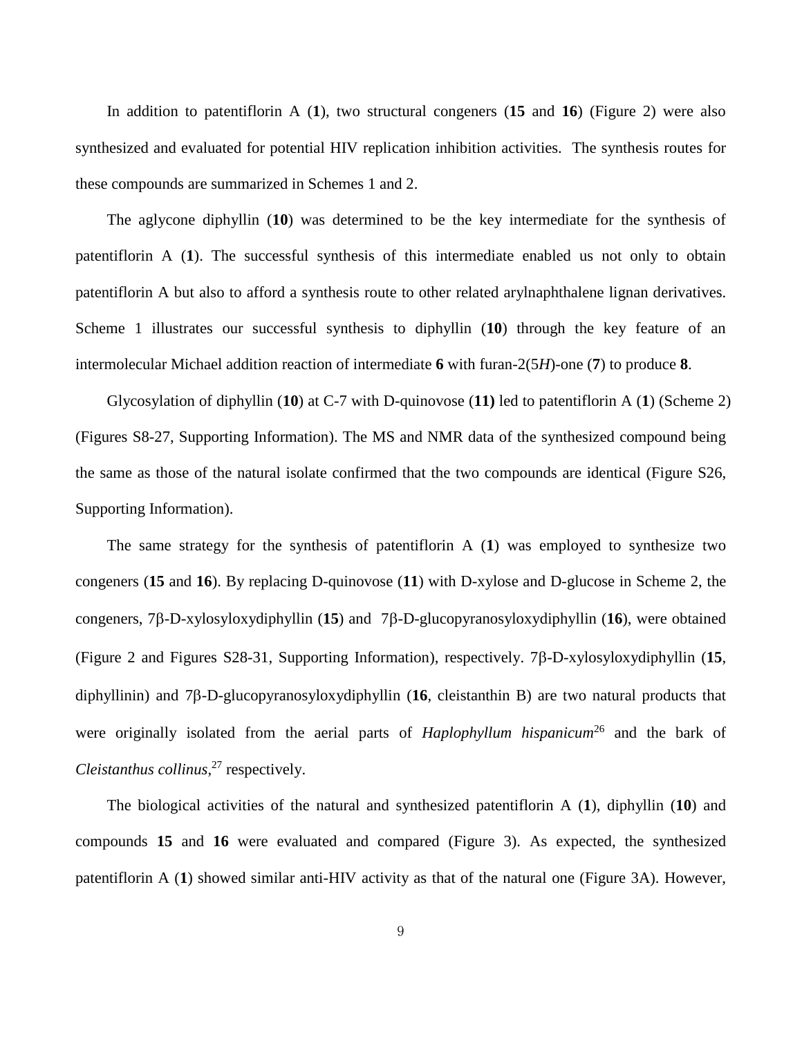In addition to patentiflorin A (**1**), two structural congeners (**15** and **16**) (Figure 2) were also synthesized and evaluated for potential HIV replication inhibition activities. The synthesis routes for these compounds are summarized in Schemes 1 and 2.

The aglycone diphyllin (**10**) was determined to be the key intermediate for the synthesis of patentiflorin A (**1**). The successful synthesis of this intermediate enabled us not only to obtain patentiflorin A but also to afford a synthesis route to other related arylnaphthalene lignan derivatives. Scheme 1 illustrates our successful synthesis to diphyllin (**10**) through the key feature of an intermolecular Michael addition reaction of intermediate **6** with furan-2(5*H*)-one (**7**) to produce **8**.

Glycosylation of diphyllin (**10**) at C-7 with D-quinovose (**11)** led to patentiflorin A (**1**) (Scheme 2) (Figures S8-27, Supporting Information). The MS and NMR data of the synthesized compound being the same as those of the natural isolate confirmed that the two compounds are identical (Figure S26, Supporting Information).

The same strategy for the synthesis of patentiflorin A (**1**) was employed to synthesize two congeners (**15** and **16**). By replacing D-quinovose (**11**) with D-xylose and D-glucose in Scheme 2, the congeners, 7β-D-xylosyloxydiphyllin (**15**) and 7β-D-glucopyranosyloxydiphyllin (**16**), were obtained (Figure 2 and Figures S28-31, Supporting Information), respectively. 7β-D-xylosyloxydiphyllin (**15**, diphyllinin) and 7β-D-glucopyranosyloxydiphyllin (**16**, cleistanthin B) are two natural products that were originally isolated from the aerial parts of *Haplophyllum hispanicum*[26] and the bark of *Cleistanthus collinus*,[27] respectively.

The biological activities of the natural and synthesized patentiflorin A (**1**), diphyllin (**10**) and compounds **15** and **16** were evaluated and compared (Figure 3). As expected, the synthesized patentiflorin A (**1**) showed similar anti-HIV activity as that of the natural one (Figure 3A). However,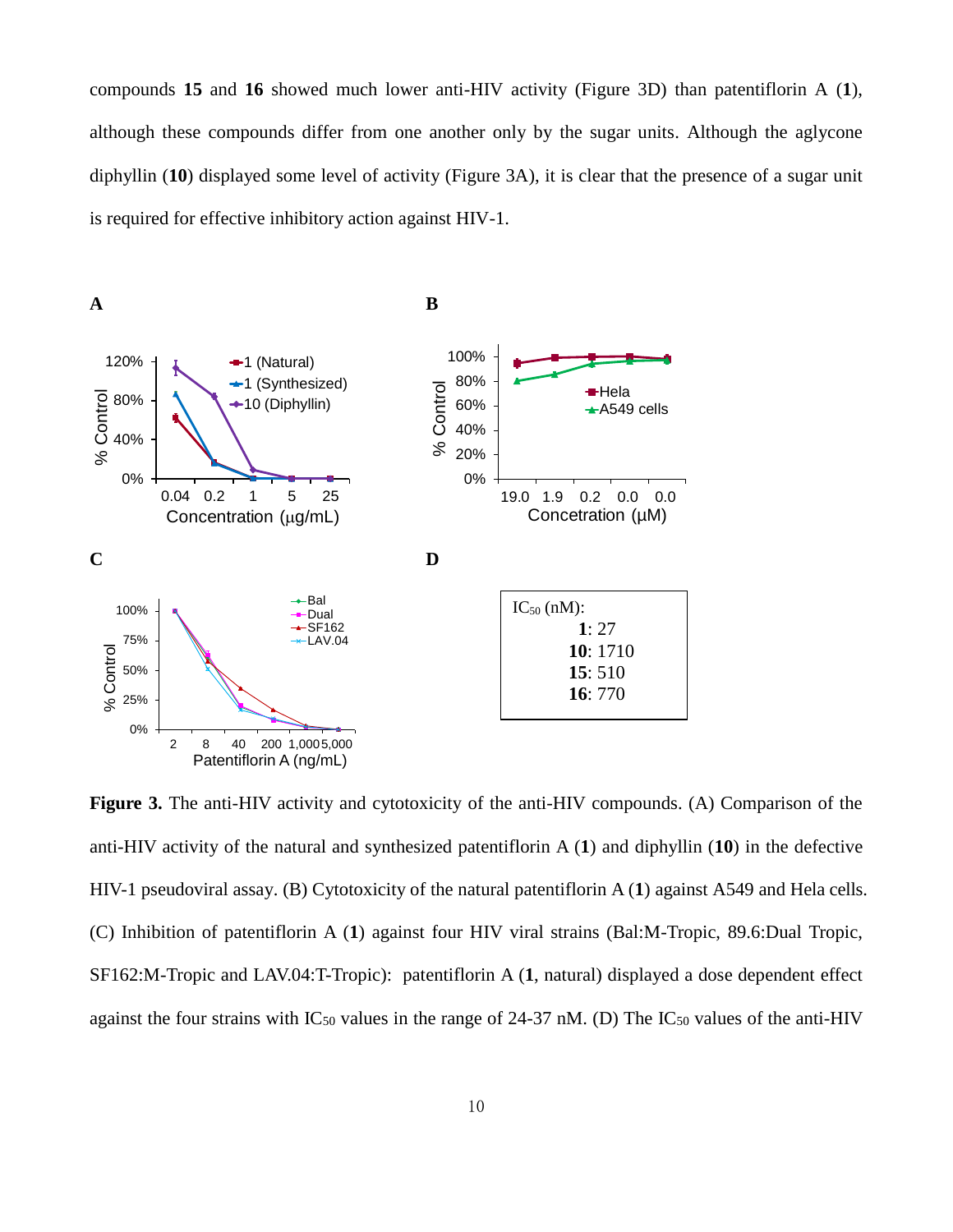compounds **15** and **16** showed much lower anti-HIV activity (Figure 3D) than patentiflorin A (**1**), although these compounds differ from one another only by the sugar units. Although the aglycone diphyllin (**10**) displayed some level of activity (Figure 3A), it is clear that the presence of a sugar unit is required for effective inhibitory action against HIV-1.

**A**

**B**

**C**

**D**

| $IC_{50}$ (nM): |
|---|
| **1**: 27 |
| **10**: 1710 |
| **15**: 510 |
| **16**: 770 |

**Figure 3.** The anti-HIV activity and cytotoxicity of the anti-HIV compounds. (A) Comparison of the anti-HIV activity of the natural and synthesized patentiflorin A (**1**) and diphyllin (**10**) in the defective HIV-1 pseudoviral assay. (B) Cytotoxicity of the natural patentiflorin A (**1**) against A549 and Hela cells. (C) Inhibition of patentiflorin A (**1**) against four HIV viral strains (Bal:M-Tropic, 89.6:Dual Tropic, SF162:M-Tropic and LAV.04:T-Tropic): patentiflorin A (**1**, natural) displayed a dose dependent effect against the four strains with $IC_{50}$ values in the range of 24-37 nM. (D) The $IC_{50}$ values of the anti-HIV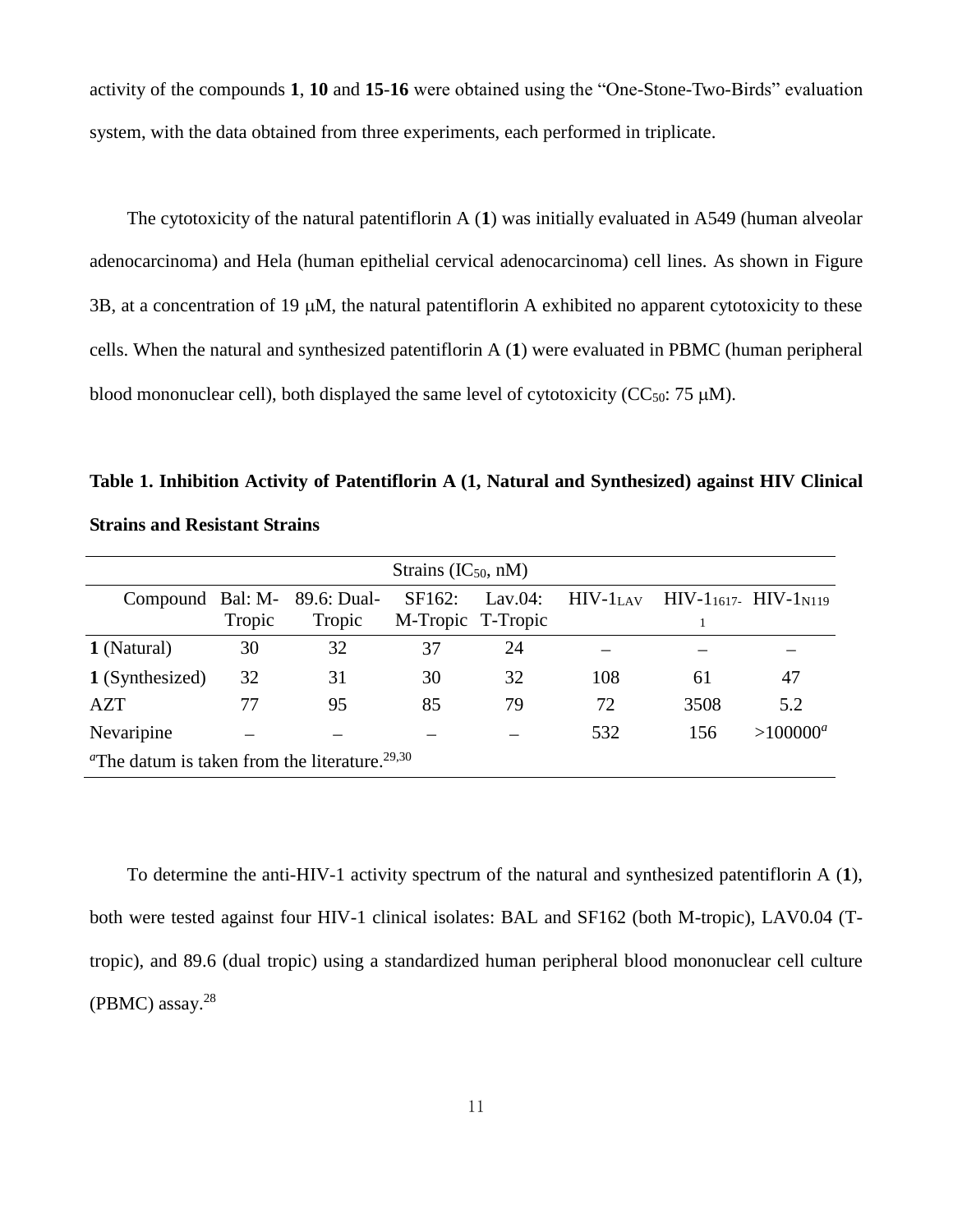activity of the compounds **1**, **10** and **15**-**16** were obtained using the "One-Stone-Two-Birds" evaluation system, with the data obtained from three experiments, each performed in triplicate.

The cytotoxicity of the natural patentiflorin A (**1**) was initially evaluated in A549 (human alveolar adenocarcinoma) and Hela (human epithelial cervical adenocarcinoma) cell lines. As shown in Figure 3B, at a concentration of 19 μM, the natural patentiflorin A exhibited no apparent cytotoxicity to these cells. When the natural and synthesized patentiflorin A (**1**) were evaluated in PBMC (human peripheral blood mononuclear cell), both displayed the same level of cytotoxicity ($CC_{50}$: 75 μM).

**Table 1. Inhibition Activity of Patentiflorin A (1, Natural and Synthesized) against HIV Clinical Strains and Resistant Strains**

| | Strains ($IC_{50}$, nM) | | | | | | |
|---|---|---|---|---|---|---|---|
| Compound | Bal: M-Tropic | 89.6: Dual-Tropic | SF162: M-Tropic | Lav.04: T-Tropic | HIV-$1_{LAV}$ | HIV-$1_{1617-1}$ | HIV-$1_{N119}$ |
| **1** (Natural) | 30 | 32 | 37 | 24 | – | – | – |
| **1** (Synthesized) | 32 | 31 | 30 | 32 | 108 | 61 | 47 |
| AZT | 77 | 95 | 85 | 79 | 72 | 3508 | 5.2 |
| Nevaripine | – | – | – | – | 532 | 156 | >100000[a] |

[a]The datum is taken from the literature.[29,30]

To determine the anti-HIV-1 activity spectrum of the natural and synthesized patentiflorin A (**1**), both were tested against four HIV-1 clinical isolates: BAL and SF162 (both M-tropic), LAV0.04 (T-tropic), and 89.6 (dual tropic) using a standardized human peripheral blood mononuclear cell culture (PBMC) assay.[28]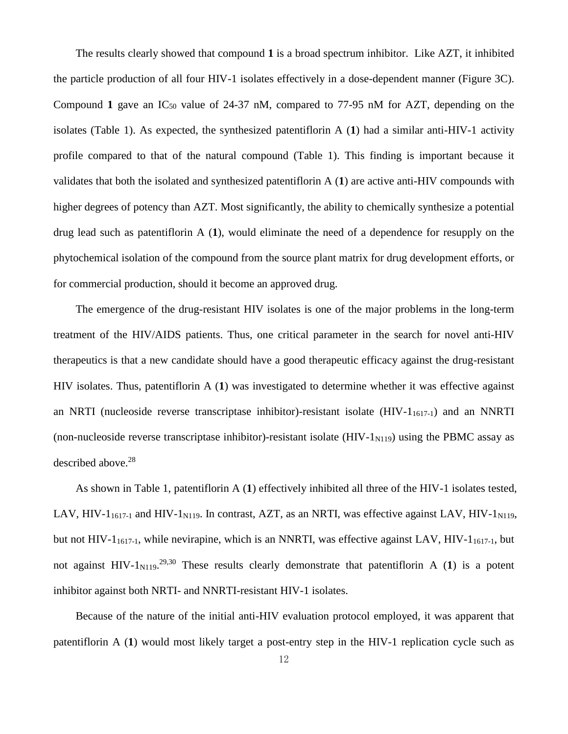The results clearly showed that compound **1** is a broad spectrum inhibitor. Like AZT, it inhibited the particle production of all four HIV-1 isolates effectively in a dose-dependent manner (Figure 3C). Compound **1** gave an $IC_{50}$ value of 24-37 nM, compared to 77-95 nM for AZT, depending on the isolates (Table 1). As expected, the synthesized patentiflorin A (**1**) had a similar anti-HIV-1 activity profile compared to that of the natural compound (Table 1). This finding is important because it validates that both the isolated and synthesized patentiflorin A (**1**) are active anti-HIV compounds with higher degrees of potency than AZT. Most significantly, the ability to chemically synthesize a potential drug lead such as patentiflorin A (**1**), would eliminate the need of a dependence for resupply on the phytochemical isolation of the compound from the source plant matrix for drug development efforts, or for commercial production, should it become an approved drug.

The emergence of the drug-resistant HIV isolates is one of the major problems in the long-term treatment of the HIV/AIDS patients. Thus, one critical parameter in the search for novel anti-HIV therapeutics is that a new candidate should have a good therapeutic efficacy against the drug-resistant HIV isolates. Thus, patentiflorin A (**1**) was investigated to determine whether it was effective against an NRTI (nucleoside reverse transcriptase inhibitor)-resistant isolate ($HIV\text{-}1_{1617\text{-}1}$) and an NNRTI (non-nucleoside reverse transcriptase inhibitor)-resistant isolate ($HIV\text{-}1_{N119}$) using the PBMC assay as described above.[28]

As shown in Table 1, patentiflorin A (**1**) effectively inhibited all three of the HIV-1 isolates tested, LAV, $HIV\text{-}1_{1617\text{-}1}$ and $HIV\text{-}1_{N119}$. In contrast, AZT, as an NRTI, was effective against LAV, $HIV\text{-}1_{N119}$, but not $HIV\text{-}1_{1617\text{-}1}$, while nevirapine, which is an NNRTI, was effective against LAV, $HIV\text{-}1_{1617\text{-}1}$, but not against $HIV\text{-}1_{N119}$.[29,30] These results clearly demonstrate that patentiflorin A (**1**) is a potent inhibitor against both NRTI- and NNRTI-resistant HIV-1 isolates.

Because of the nature of the initial anti-HIV evaluation protocol employed, it was apparent that patentiflorin A (**1**) would most likely target a post-entry step in the HIV-1 replication cycle such as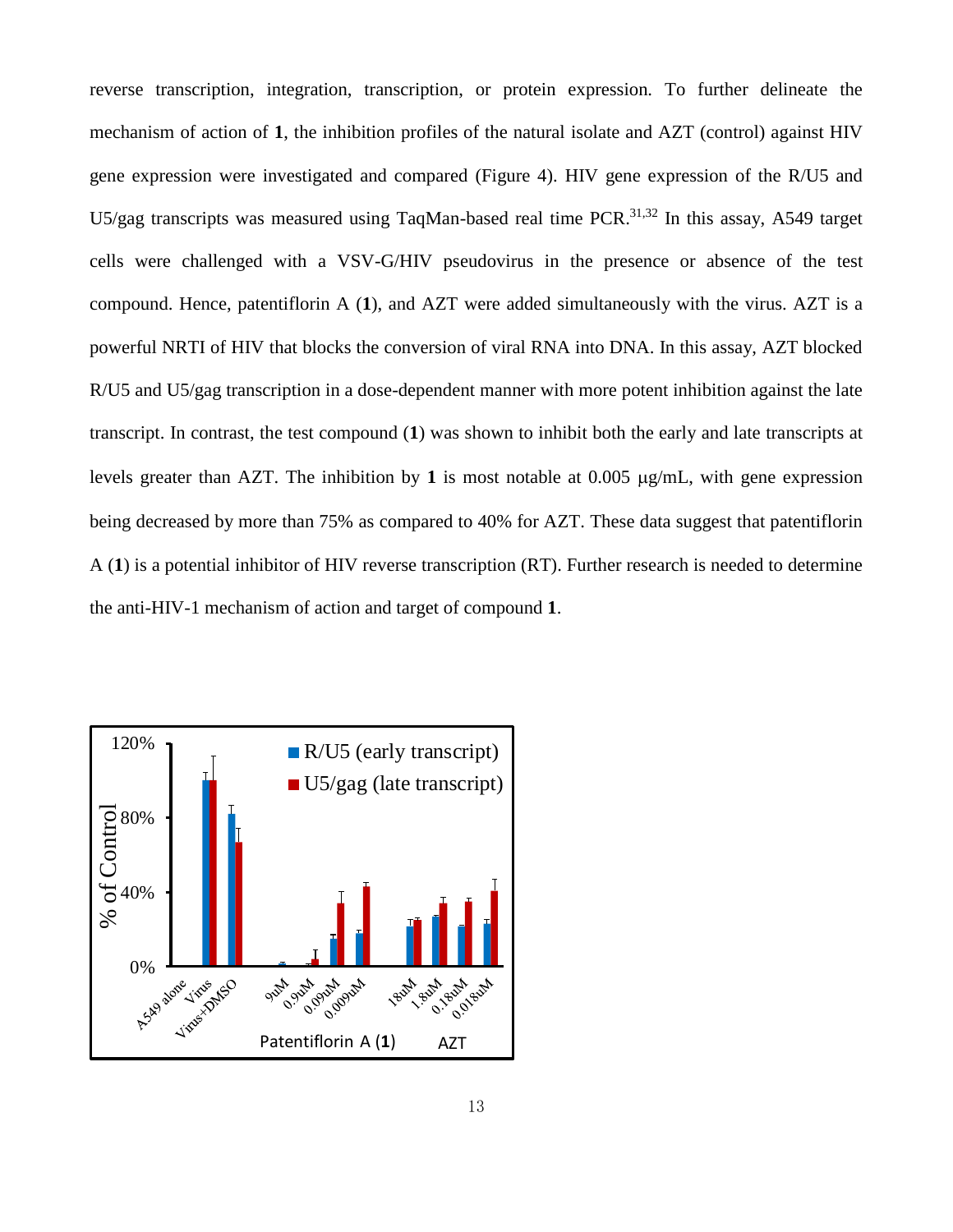reverse transcription, integration, transcription, or protein expression. To further delineate the mechanism of action of **1**, the inhibition profiles of the natural isolate and AZT (control) against HIV gene expression were investigated and compared (Figure 4). HIV gene expression of the R/U5 and U5/gag transcripts was measured using TaqMan-based real time PCR.[31,32] In this assay, A549 target cells were challenged with a VSV-G/HIV pseudovirus in the presence or absence of the test compound. Hence, patentiflorin A (**1**), and AZT were added simultaneously with the virus. AZT is a powerful NRTI of HIV that blocks the conversion of viral RNA into DNA. In this assay, AZT blocked R/U5 and U5/gag transcription in a dose-dependent manner with more potent inhibition against the late transcript. In contrast, the test compound (**1**) was shown to inhibit both the early and late transcripts at levels greater than AZT. The inhibition by **1** is most notable at 0.005 μg/mL, with gene expression being decreased by more than 75% as compared to 40% for AZT. These data suggest that patentiflorin A (**1**) is a potential inhibitor of HIV reverse transcription (RT). Further research is needed to determine the anti-HIV-1 mechanism of action and target of compound **1**.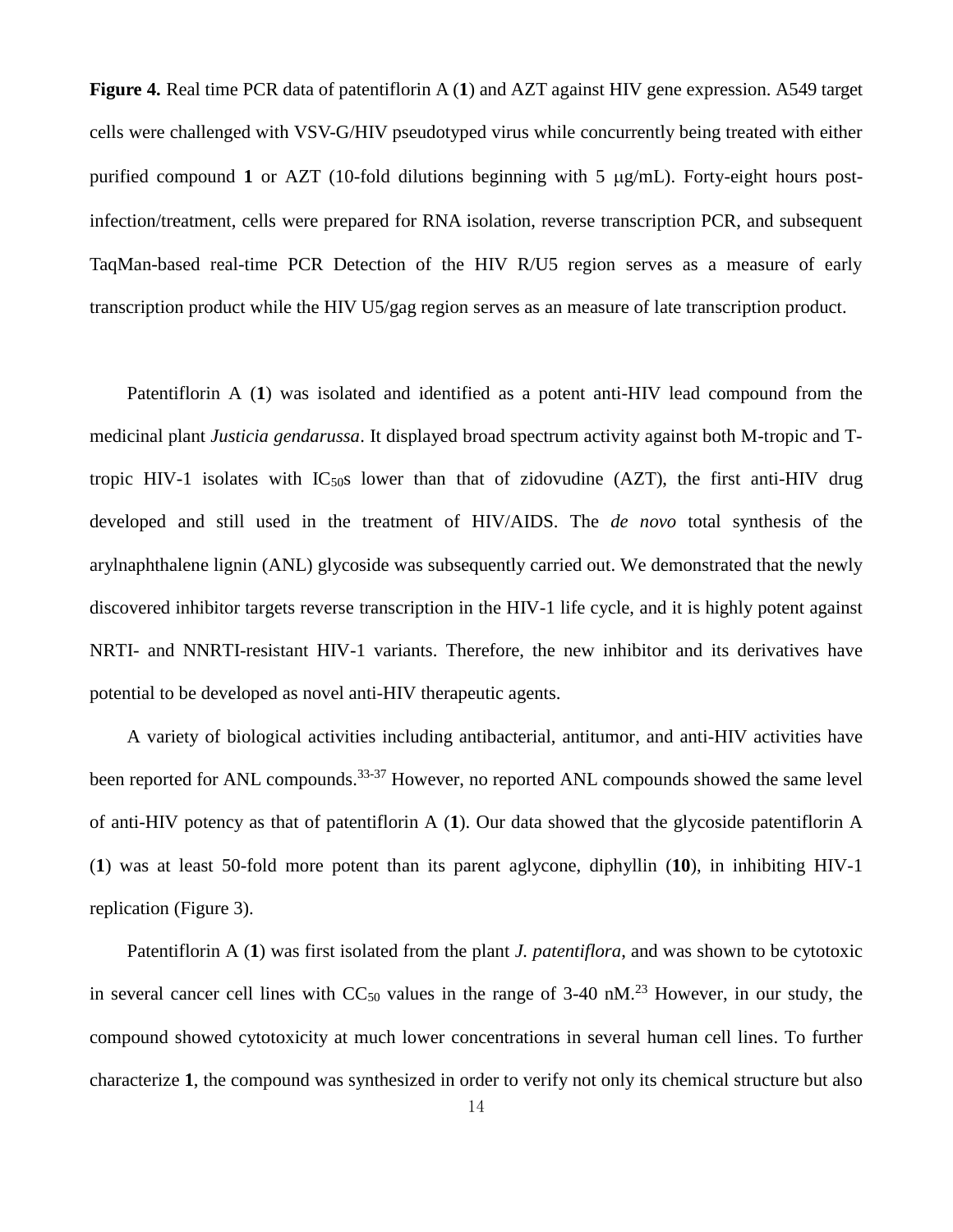**Figure 4.** Real time PCR data of patentiflorin A (**1**) and AZT against HIV gene expression. A549 target cells were challenged with VSV-G/HIV pseudotyped virus while concurrently being treated with either purified compound **1** or AZT (10-fold dilutions beginning with 5 μg/mL). Forty-eight hours post-infection/treatment, cells were prepared for RNA isolation, reverse transcription PCR, and subsequent TaqMan-based real-time PCR Detection of the HIV R/U5 region serves as a measure of early transcription product while the HIV U5/gag region serves as an measure of late transcription product.

Patentiflorin A (**1**) was isolated and identified as a potent anti-HIV lead compound from the medicinal plant *Justicia gendarussa*. It displayed broad spectrum activity against both M-tropic and T-tropic HIV-1 isolates with $IC_{50}$s lower than that of zidovudine (AZT), the first anti-HIV drug developed and still used in the treatment of HIV/AIDS. The *de novo* total synthesis of the arylnaphthalene lignin (ANL) glycoside was subsequently carried out. We demonstrated that the newly discovered inhibitor targets reverse transcription in the HIV-1 life cycle, and it is highly potent against NRTI- and NNRTI-resistant HIV-1 variants. Therefore, the new inhibitor and its derivatives have potential to be developed as novel anti-HIV therapeutic agents.

A variety of biological activities including antibacterial, antitumor, and anti-HIV activities have been reported for ANL compounds.[33-37] However, no reported ANL compounds showed the same level of anti-HIV potency as that of patentiflorin A (**1**). Our data showed that the glycoside patentiflorin A (**1**) was at least 50-fold more potent than its parent aglycone, diphyllin (**10**), in inhibiting HIV-1 replication (Figure 3).

Patentiflorin A (**1**) was first isolated from the plant *J. patentiflora*, and was shown to be cytotoxic in several cancer cell lines with $CC_{50}$ values in the range of 3-40 nM.[23] However, in our study, the compound showed cytotoxicity at much lower concentrations in several human cell lines. To further characterize **1**, the compound was synthesized in order to verify not only its chemical structure but also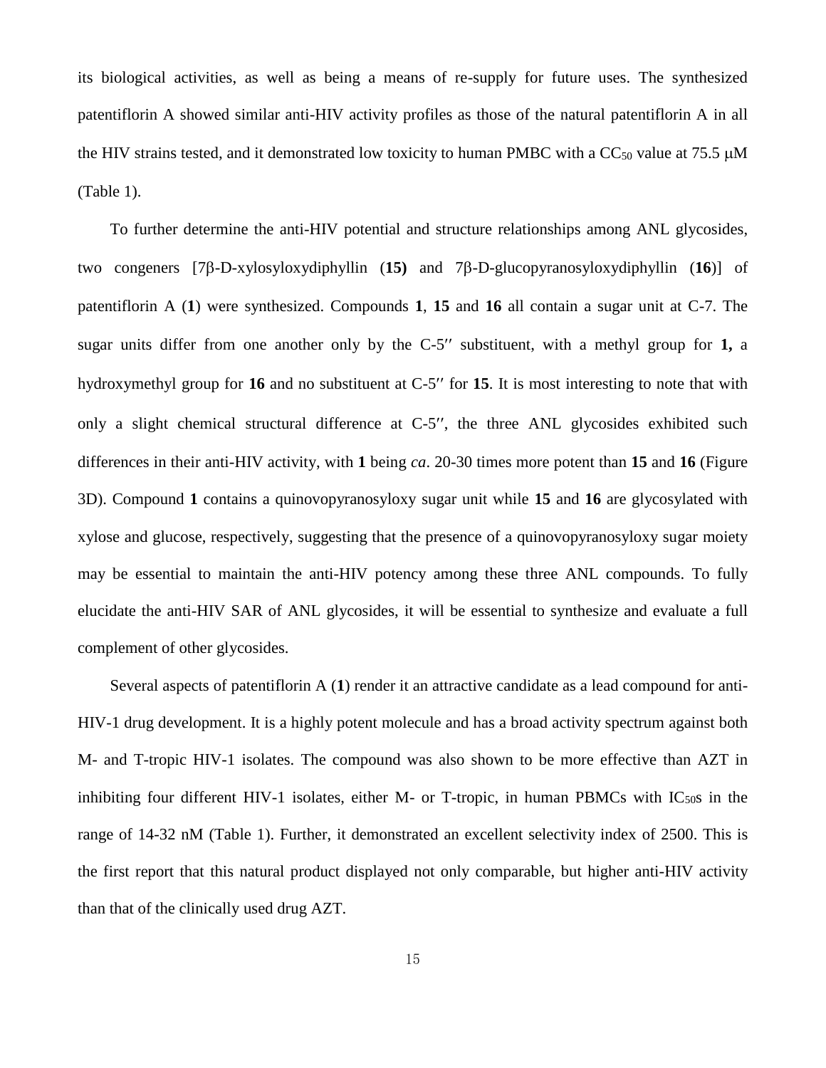its biological activities, as well as being a means of re-supply for future uses. The synthesized patentiflorin A showed similar anti-HIV activity profiles as those of the natural patentiflorin A in all the HIV strains tested, and it demonstrated low toxicity to human PMBC with a $CC_{50}$ value at 75.5 μM (Table 1).

To further determine the anti-HIV potential and structure relationships among ANL glycosides, two congeners [7β-D-xylosyloxydiphyllin (**15)** and 7β-D-glucopyranosyloxydiphyllin (**16**)] of patentiflorin A (**1**) were synthesized. Compounds **1**, **15** and **16** all contain a sugar unit at C-7. The sugar units differ from one another only by the C-5′′ substituent, with a methyl group for **1,** a hydroxymethyl group for **16** and no substituent at C-5′′ for **15**. It is most interesting to note that with only a slight chemical structural difference at C-5′′, the three ANL glycosides exhibited such differences in their anti-HIV activity, with **1** being *ca*. 20-30 times more potent than **15** and **16** (Figure 3D). Compound **1** contains a quinovopyranosyloxy sugar unit while **15** and **16** are glycosylated with xylose and glucose, respectively, suggesting that the presence of a quinovopyranosyloxy sugar moiety may be essential to maintain the anti-HIV potency among these three ANL compounds. To fully elucidate the anti-HIV SAR of ANL glycosides, it will be essential to synthesize and evaluate a full complement of other glycosides.

Several aspects of patentiflorin A (**1**) render it an attractive candidate as a lead compound for anti-HIV-1 drug development. It is a highly potent molecule and has a broad activity spectrum against both M- and T-tropic HIV-1 isolates. The compound was also shown to be more effective than AZT in inhibiting four different HIV-1 isolates, either M- or T-tropic, in human PBMCs with $IC_{50}$s in the range of 14-32 nM (Table 1). Further, it demonstrated an excellent selectivity index of 2500. This is the first report that this natural product displayed not only comparable, but higher anti-HIV activity than that of the clinically used drug AZT.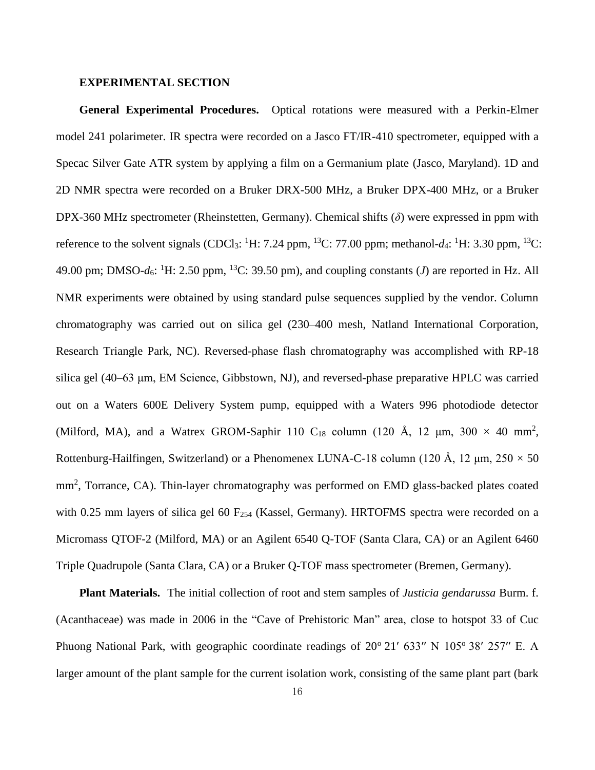## EXPERIMENTAL SECTION

**General Experimental Procedures.** Optical rotations were measured with a Perkin-Elmer model 241 polarimeter. IR spectra were recorded on a Jasco FT/IR-410 spectrometer, equipped with a Specac Silver Gate ATR system by applying a film on a Germanium plate (Jasco, Maryland). 1D and 2D NMR spectra were recorded on a Bruker DRX-500 MHz, a Bruker DPX-400 MHz, or a Bruker DPX-360 MHz spectrometer (Rheinstetten, Germany). Chemical shifts (*δ*) were expressed in ppm with reference to the solvent signals ($CDCl_3$: $^1$H: 7.24 ppm, $^{13}$C: 77.00 ppm; methanol-$d_4$: $^1$H: 3.30 ppm, $^{13}$C: 49.00 pm; DMSO-$d_6$: $^1$H: 2.50 ppm, $^{13}$C: 39.50 pm), and coupling constants (*J*) are reported in Hz. All NMR experiments were obtained by using standard pulse sequences supplied by the vendor. Column chromatography was carried out on silica gel (230–400 mesh, Natland International Corporation, Research Triangle Park, NC). Reversed-phase flash chromatography was accomplished with RP-18 silica gel (40–63 μm, EM Science, Gibbstown, NJ), and reversed-phase preparative HPLC was carried out on a Waters 600E Delivery System pump, equipped with a Waters 996 photodiode detector (Milford, MA), and a Watrex GROM-Saphir 110 $C_{18}$ column (120 Å, 12 μm, 300 × 40 mm$^2$, Rottenburg-Hailfingen, Switzerland) or a Phenomenex LUNA-C-18 column (120 Å, 12 μm, 250 × 50 mm$^2$, Torrance, CA). Thin-layer chromatography was performed on EMD glass-backed plates coated with 0.25 mm layers of silica gel 60 $F_{254}$ (Kassel, Germany). HRTOFMS spectra were recorded on a Micromass QTOF-2 (Milford, MA) or an Agilent 6540 Q-TOF (Santa Clara, CA) or an Agilent 6460 Triple Quadrupole (Santa Clara, CA) or a Bruker Q-TOF mass spectrometer (Bremen, Germany).

**Plant Materials.** The initial collection of root and stem samples of *Justicia gendarussa* Burm. f. (Acanthaceae) was made in 2006 in the "Cave of Prehistoric Man" area, close to hotspot 33 of Cuc Phuong National Park, with geographic coordinate readings of 20° 21′ 633″ N 105° 38′ 257″ E. A larger amount of the plant sample for the current isolation work, consisting of the same plant part (bark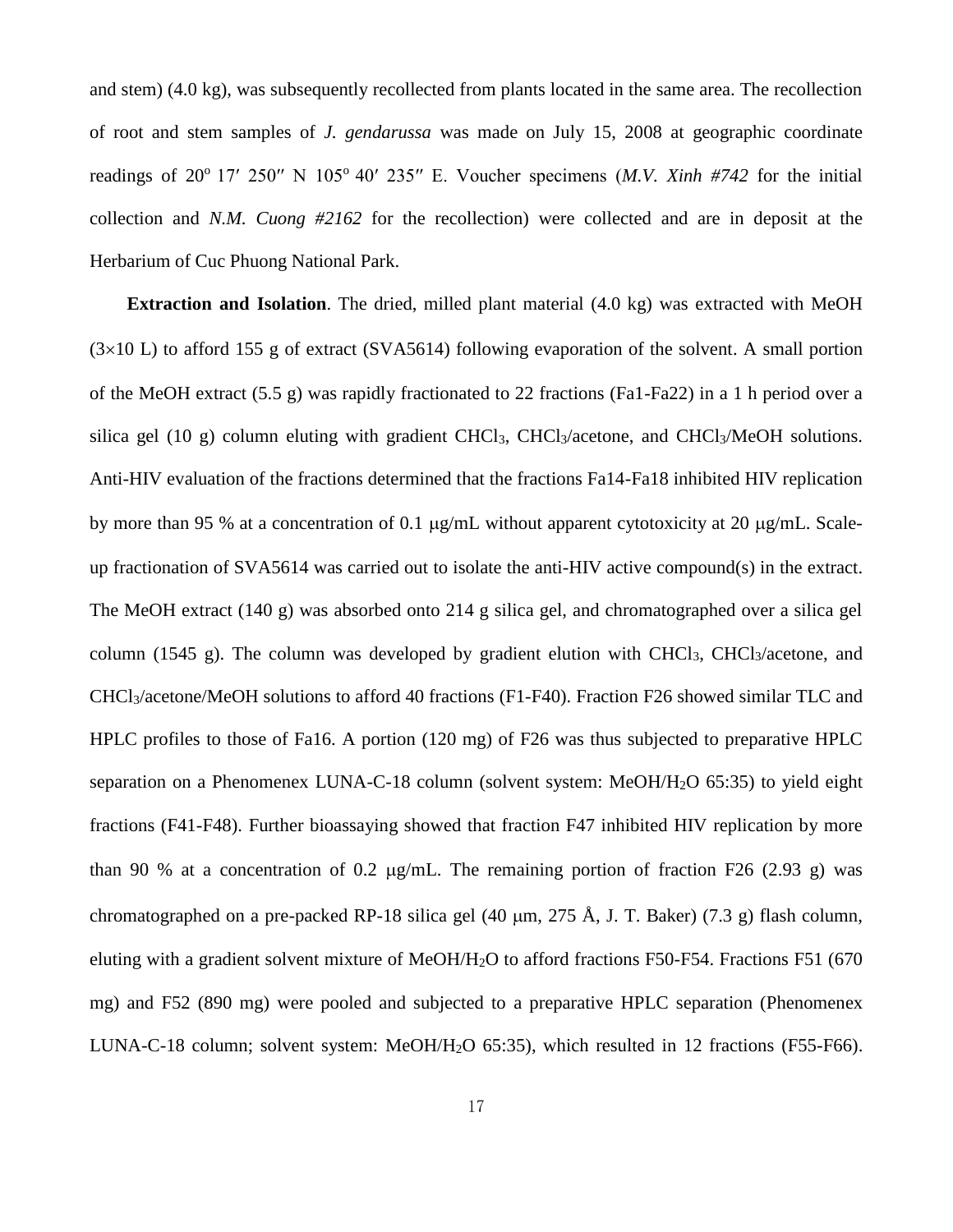and stem) (4.0 kg), was subsequently recollected from plants located in the same area. The recollection of root and stem samples of *J. gendarussa* was made on July 15, 2008 at geographic coordinate readings of 20° 17′ 250″ N 105° 40′ 235″ E. Voucher specimens (*M.V. Xinh #742* for the initial collection and *N.M. Cuong #2162* for the recollection) were collected and are in deposit at the Herbarium of Cuc Phuong National Park.

**Extraction and Isolation**. The dried, milled plant material (4.0 kg) was extracted with MeOH ($3\times10$ L) to afford 155 g of extract (SVA5614) following evaporation of the solvent. A small portion of the MeOH extract (5.5 g) was rapidly fractionated to 22 fractions (Fa1-Fa22) in a 1 h period over a silica gel (10 g) column eluting with gradient $CHCl_3$, $CHCl_3$/acetone, and $CHCl_3$/MeOH solutions. Anti-HIV evaluation of the fractions determined that the fractions Fa14-Fa18 inhibited HIV replication by more than 95 % at a concentration of 0.1 μg/mL without apparent cytotoxicity at 20 μg/mL. Scale-up fractionation of SVA5614 was carried out to isolate the anti-HIV active compound(s) in the extract. The MeOH extract (140 g) was absorbed onto 214 g silica gel, and chromatographed over a silica gel column (1545 g). The column was developed by gradient elution with $CHCl_3$, $CHCl_3$/acetone, and $CHCl_3$/acetone/MeOH solutions to afford 40 fractions (F1-F40). Fraction F26 showed similar TLC and HPLC profiles to those of Fa16. A portion (120 mg) of F26 was thus subjected to preparative HPLC separation on a Phenomenex LUNA-C-18 column (solvent system: MeOH/$H_2O$ 65:35) to yield eight fractions (F41-F48). Further bioassaying showed that fraction F47 inhibited HIV replication by more than 90 % at a concentration of 0.2 μg/mL. The remaining portion of fraction F26 (2.93 g) was chromatographed on a pre-packed RP-18 silica gel (40 μm, 275 Å, J. T. Baker) (7.3 g) flash column, eluting with a gradient solvent mixture of MeOH/$H_2O$ to afford fractions F50-F54. Fractions F51 (670 mg) and F52 (890 mg) were pooled and subjected to a preparative HPLC separation (Phenomenex LUNA-C-18 column; solvent system: MeOH/$H_2O$ 65:35), which resulted in 12 fractions (F55-F66).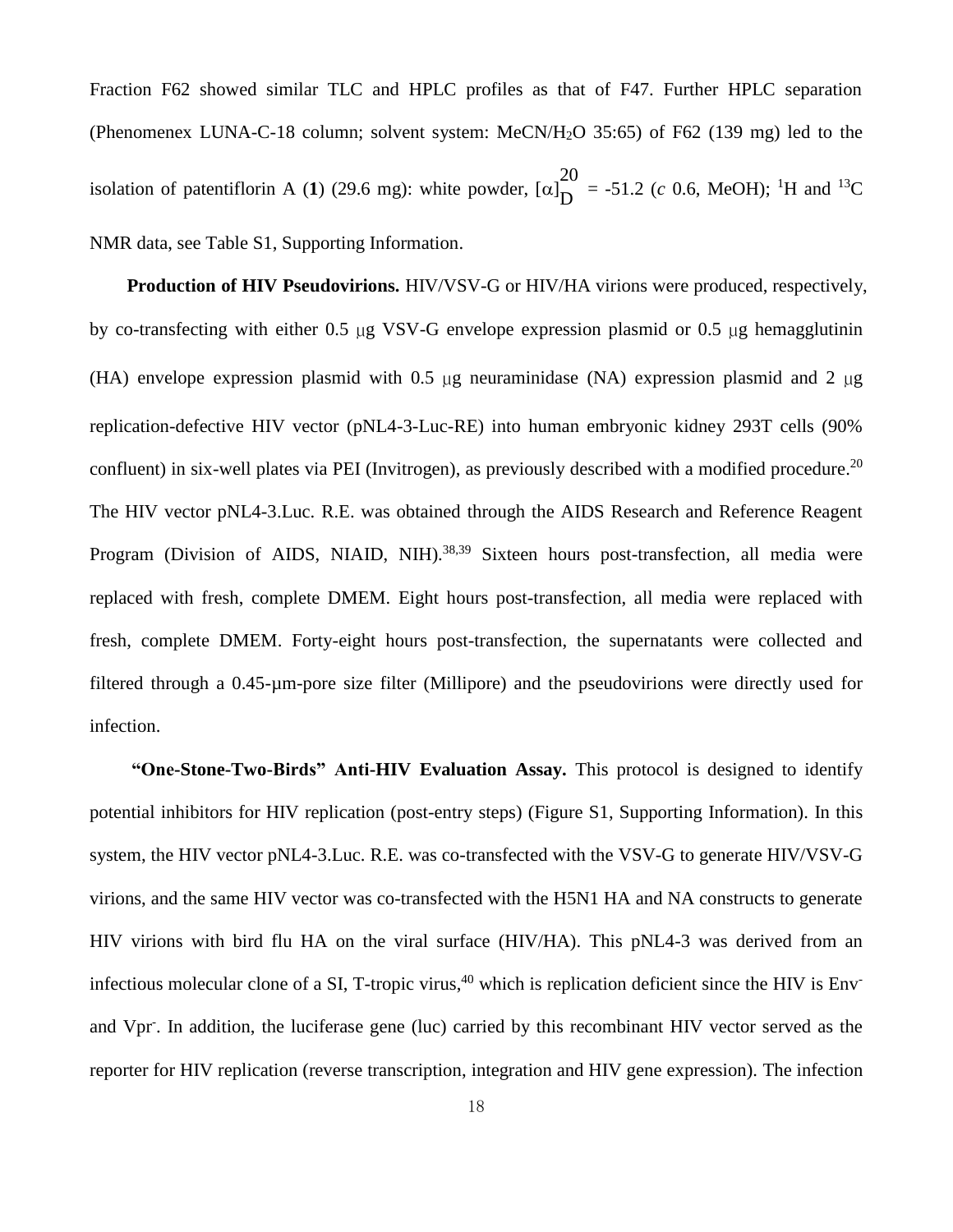Fraction F62 showed similar TLC and HPLC profiles as that of F47. Further HPLC separation (Phenomenex LUNA-C-18 column; solvent system: MeCN/$H_2O$ 35:65) of F62 (139 mg) led to the isolation of patentiflorin A (**1**) (29.6 mg): white powder, $[\alpha]_D^{20}$ = -51.2 (*c* 0.6, MeOH); $^1$H and $^{13}$C NMR data, see Table S1, Supporting Information.

**Production of HIV Pseudovirions.** HIV/VSV-G or HIV/HA virions were produced, respectively, by co-transfecting with either 0.5 μg VSV-G envelope expression plasmid or 0.5 μg hemagglutinin (HA) envelope expression plasmid with 0.5 μg neuraminidase (NA) expression plasmid and 2 μg replication-defective HIV vector (pNL4-3-Luc-RE) into human embryonic kidney 293T cells (90% confluent) in six-well plates via PEI (Invitrogen), as previously described with a modified procedure.[20] The HIV vector pNL4-3.Luc. R.E. was obtained through the AIDS Research and Reference Reagent Program (Division of AIDS, NIAID, NIH).[38,39] Sixteen hours post-transfection, all media were replaced with fresh, complete DMEM. Eight hours post-transfection, all media were replaced with fresh, complete DMEM. Forty-eight hours post-transfection, the supernatants were collected and filtered through a 0.45-µm-pore size filter (Millipore) and the pseudovirions were directly used for infection.

**"One-Stone-Two-Birds" Anti-HIV Evaluation Assay.** This protocol is designed to identify potential inhibitors for HIV replication (post-entry steps) (Figure S1, Supporting Information). In this system, the HIV vector pNL4-3.Luc. R.E. was co-transfected with the VSV-G to generate HIV/VSV-G virions, and the same HIV vector was co-transfected with the H5N1 HA and NA constructs to generate HIV virions with bird flu HA on the viral surface (HIV/HA). This pNL4-3 was derived from an infectious molecular clone of a SI, T-tropic virus,[40] which is replication deficient since the HIV is Env$^-$ and Vpr$^-$. In addition, the luciferase gene (luc) carried by this recombinant HIV vector served as the reporter for HIV replication (reverse transcription, integration and HIV gene expression). The infection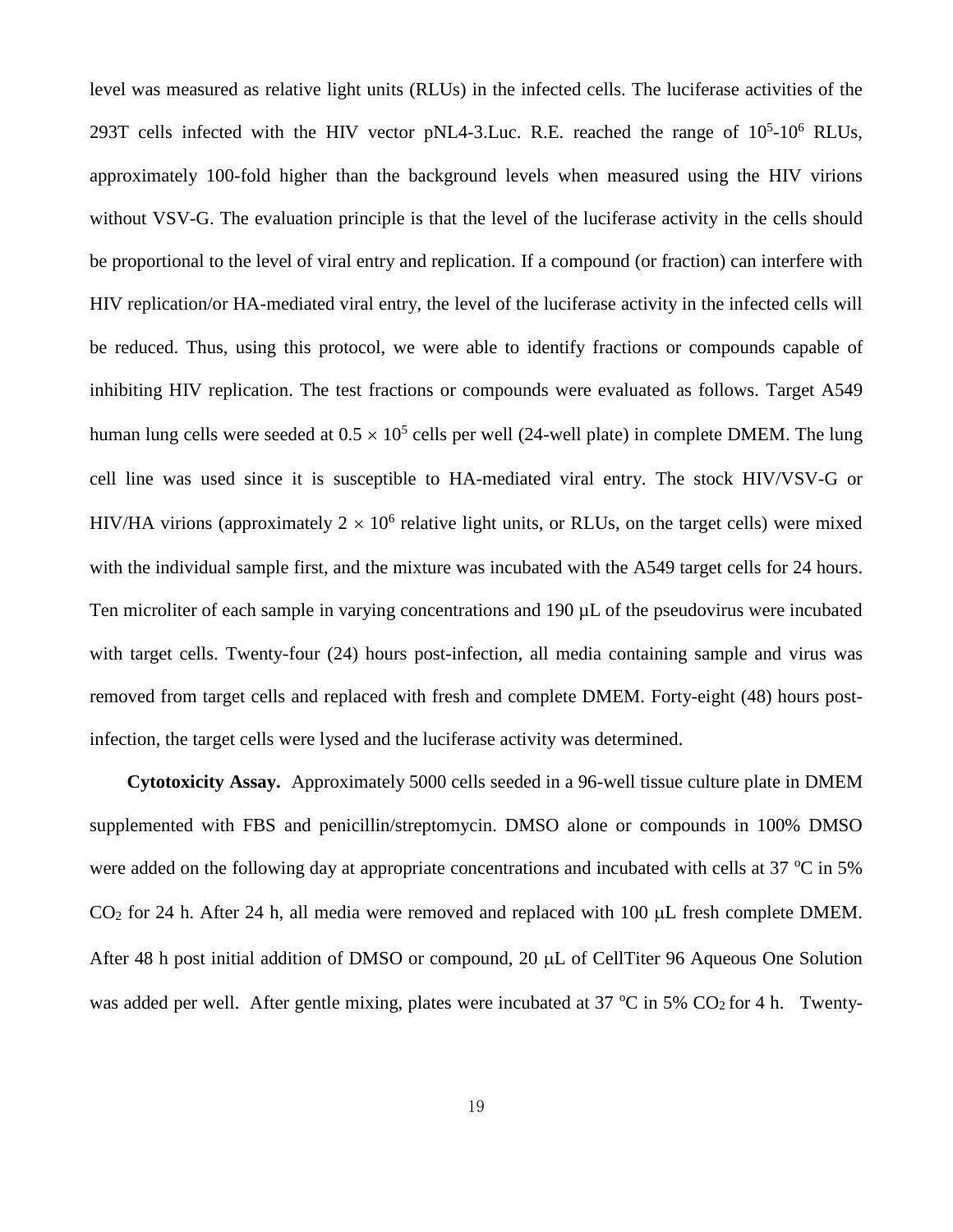level was measured as relative light units (RLUs) in the infected cells. The luciferase activities of the 293T cells infected with the HIV vector pNL4-3.Luc. R.E. reached the range of $10^5$-$10^6$ RLUs, approximately 100-fold higher than the background levels when measured using the HIV virions without VSV-G. The evaluation principle is that the level of the luciferase activity in the cells should be proportional to the level of viral entry and replication. If a compound (or fraction) can interfere with HIV replication/or HA-mediated viral entry, the level of the luciferase activity in the infected cells will be reduced. Thus, using this protocol, we were able to identify fractions or compounds capable of inhibiting HIV replication. The test fractions or compounds were evaluated as follows. Target A549 human lung cells were seeded at $0.5 \times 10^5$ cells per well (24-well plate) in complete DMEM. The lung cell line was used since it is susceptible to HA-mediated viral entry. The stock HIV/VSV-G or HIV/HA virions (approximately $2 \times 10^6$ relative light units, or RLUs, on the target cells) were mixed with the individual sample first, and the mixture was incubated with the A549 target cells for 24 hours. Ten microliter of each sample in varying concentrations and 190 µL of the pseudovirus were incubated with target cells. Twenty-four (24) hours post-infection, all media containing sample and virus was removed from target cells and replaced with fresh and complete DMEM. Forty-eight (48) hours post-infection, the target cells were lysed and the luciferase activity was determined.

**Cytotoxicity Assay.** Approximately 5000 cells seeded in a 96-well tissue culture plate in DMEM supplemented with FBS and penicillin/streptomycin. DMSO alone or compounds in 100% DMSO were added on the following day at appropriate concentrations and incubated with cells at 37 °C in 5% $CO_2$ for 24 h. After 24 h, all media were removed and replaced with 100 μL fresh complete DMEM. After 48 h post initial addition of DMSO or compound, 20 μL of CellTiter 96 Aqueous One Solution was added per well. After gentle mixing, plates were incubated at 37 °C in 5% $CO_2$ for 4 h. Twenty-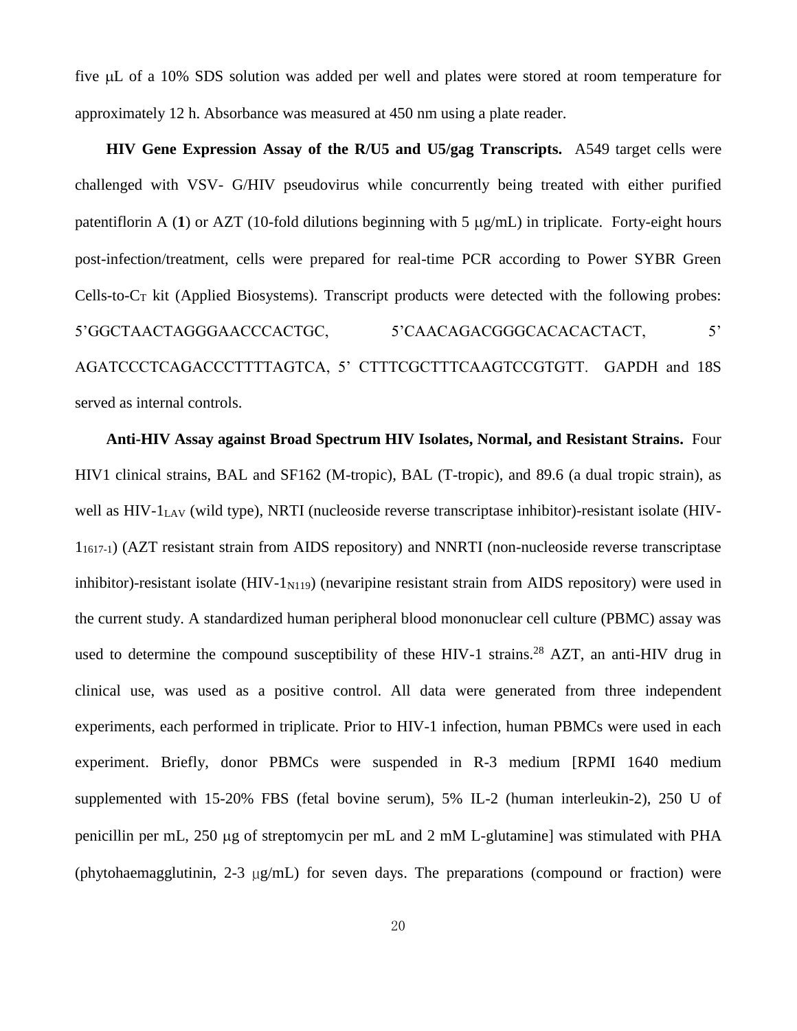five μL of a 10% SDS solution was added per well and plates were stored at room temperature for approximately 12 h. Absorbance was measured at 450 nm using a plate reader.

**HIV Gene Expression Assay of the R/U5 and U5/gag Transcripts.** A549 target cells were challenged with VSV- G/HIV pseudovirus while concurrently being treated with either purified patentiflorin A (**1**) or AZT (10-fold dilutions beginning with 5 μg/mL) in triplicate. Forty-eight hours post-infection/treatment, cells were prepared for real-time PCR according to Power SYBR Green Cells-to-$C_T$ kit (Applied Biosystems). Transcript products were detected with the following probes: 5'GGCTAACTAGGGAACCCACTGC, 5'CAACAGACGGGCACACACTACT, 5' AGATCCCTCAGACCCTTTTAGTCA, 5' CTTTCGCTTTCAAGTCCGTGTT. GAPDH and 18S served as internal controls.

**Anti-HIV Assay against Broad Spectrum HIV Isolates, Normal, and Resistant Strains.** Four HIV1 clinical strains, BAL and SF162 (M-tropic), BAL (T-tropic), and 89.6 (a dual tropic strain), as well as HIV-$1_{LAV}$ (wild type), NRTI (nucleoside reverse transcriptase inhibitor)-resistant isolate (HIV-$1_{1617\text{-}1}$) (AZT resistant strain from AIDS repository) and NNRTI (non-nucleoside reverse transcriptase inhibitor)-resistant isolate (HIV-$1_{N119}$) (nevaripine resistant strain from AIDS repository) were used in the current study. A standardized human peripheral blood mononuclear cell culture (PBMC) assay was used to determine the compound susceptibility of these HIV-1 strains.[28] AZT, an anti-HIV drug in clinical use, was used as a positive control. All data were generated from three independent experiments, each performed in triplicate. Prior to HIV-1 infection, human PBMCs were used in each experiment. Briefly, donor PBMCs were suspended in R-3 medium [RPMI 1640 medium supplemented with 15-20% FBS (fetal bovine serum), 5% IL-2 (human interleukin-2), 250 U of penicillin per mL, 250 μg of streptomycin per mL and 2 mM L-glutamine] was stimulated with PHA (phytohaemagglutinin, 2-3 μg/mL) for seven days. The preparations (compound or fraction) were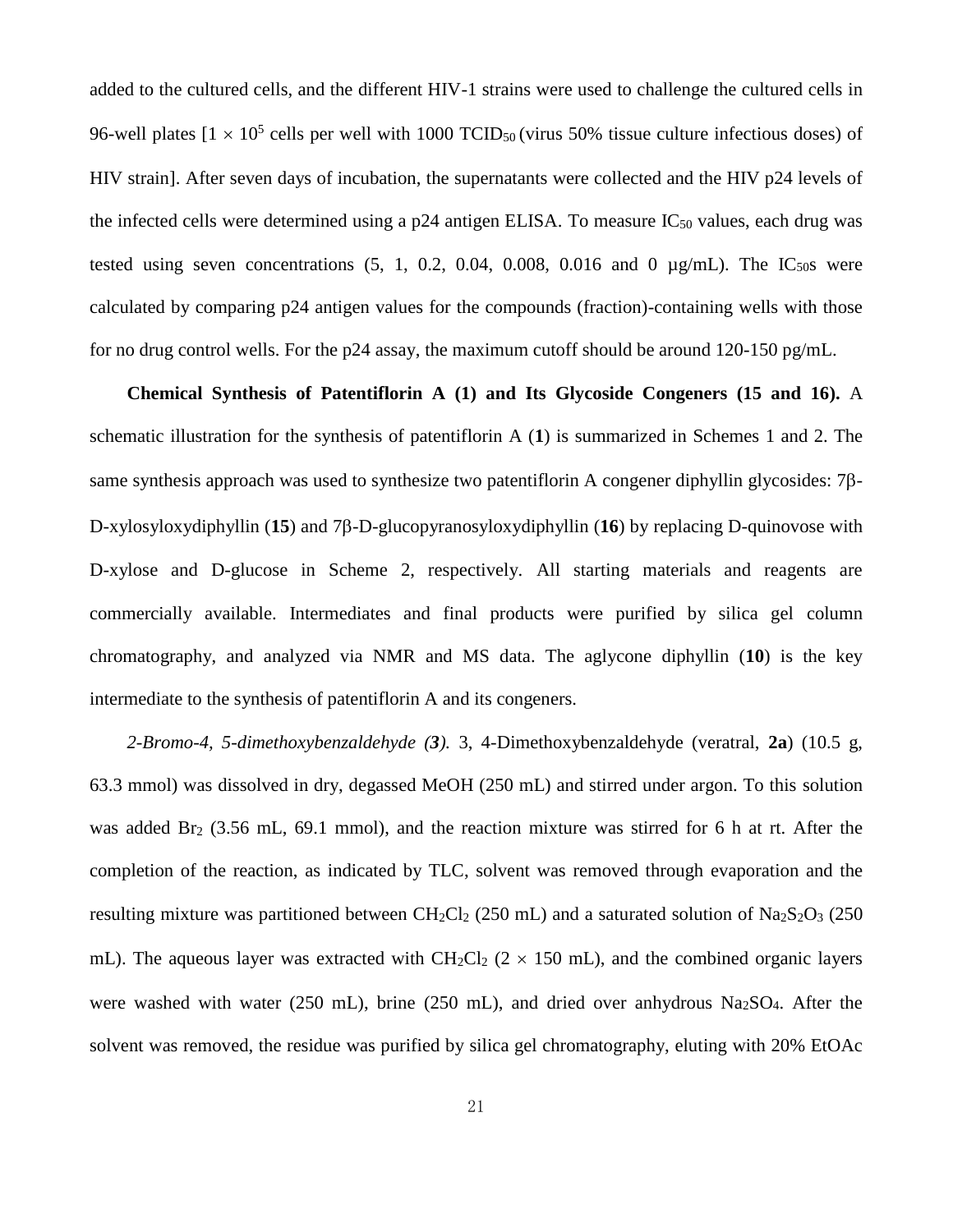added to the cultured cells, and the different HIV-1 strains were used to challenge the cultured cells in 96-well plates [$1 \times 10^5$ cells per well with 1000 $TCID_{50}$ (virus 50% tissue culture infectious doses) of HIV strain]. After seven days of incubation, the supernatants were collected and the HIV p24 levels of the infected cells were determined using a p24 antigen ELISA. To measure $IC_{50}$ values, each drug was tested using seven concentrations (5, 1, 0.2, 0.04, 0.008, 0.016 and 0 µg/mL). The $IC_{50}$s were calculated by comparing p24 antigen values for the compounds (fraction)-containing wells with those for no drug control wells. For the p24 assay, the maximum cutoff should be around 120-150 pg/mL.

**Chemical Synthesis of Patentiflorin A (1) and Its Glycoside Congeners (15 and 16).** A schematic illustration for the synthesis of patentiflorin A (**1**) is summarized in Schemes 1 and 2. The same synthesis approach was used to synthesize two patentiflorin A congener diphyllin glycosides: 7β-D-xylosyloxydiphyllin (**15**) and 7β-D-glucopyranosyloxydiphyllin (**16**) by replacing D-quinovose with D-xylose and D-glucose in Scheme 2, respectively. All starting materials and reagents are commercially available. Intermediates and final products were purified by silica gel column chromatography, and analyzed via NMR and MS data. The aglycone diphyllin (**10**) is the key intermediate to the synthesis of patentiflorin A and its congeners.

*2-Bromo-4, 5-dimethoxybenzaldehyde (**3**).* 3, 4-Dimethoxybenzaldehyde (veratral, **2a**) (10.5 g, 63.3 mmol) was dissolved in dry, degassed MeOH (250 mL) and stirred under argon. To this solution was added $Br_2$ (3.56 mL, 69.1 mmol), and the reaction mixture was stirred for 6 h at rt. After the completion of the reaction, as indicated by TLC, solvent was removed through evaporation and the resulting mixture was partitioned between $CH_2Cl_2$ (250 mL) and a saturated solution of $Na_2S_2O_3$ (250 mL). The aqueous layer was extracted with $CH_2Cl_2$ ($2 \times 150$ mL), and the combined organic layers were washed with water (250 mL), brine (250 mL), and dried over anhydrous $Na_2SO_4$. After the solvent was removed, the residue was purified by silica gel chromatography, eluting with 20% EtOAc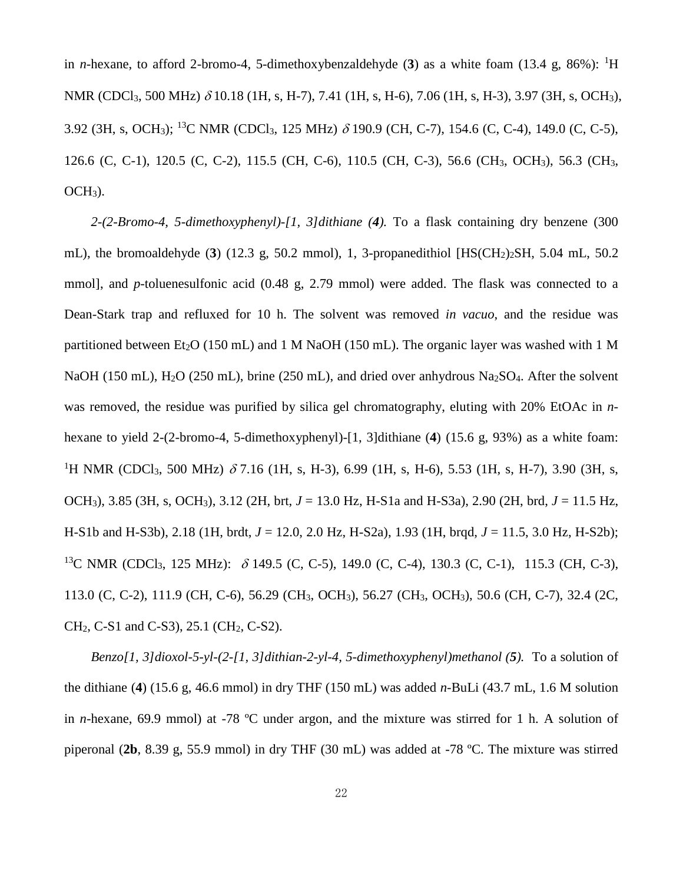in *n*-hexane, to afford 2-bromo-4, 5-dimethoxybenzaldehyde (**3**) as a white foam (13.4 g, 86%): $^{1}$H NMR ($CDCl_3$, 500 MHz) $\delta$ 10.18 (1H, s, H-7), 7.41 (1H, s, H-6), 7.06 (1H, s, H-3), 3.97 (3H, s, $OCH_3$), 3.92 (3H, s, $OCH_3$); $^{13}$C NMR ($CDCl_3$, 125 MHz) $\delta$ 190.9 (CH, C-7), 154.6 (C, C-4), 149.0 (C, C-5), 126.6 (C, C-1), 120.5 (C, C-2), 115.5 (CH, C-6), 110.5 (CH, C-3), 56.6 ($CH_3$, $OCH_3$), 56.3 ($CH_3$, $OCH_3$).

*2-(2-Bromo-4, 5-dimethoxyphenyl)-[1, 3]dithiane (**4**).* To a flask containing dry benzene (300 mL), the bromoaldehyde (**3**) (12.3 g, 50.2 mmol), 1, 3-propanedithiol [$HS(CH_2)_2SH$, 5.04 mL, 50.2 mmol], and *p*-toluenesulfonic acid (0.48 g, 2.79 mmol) were added. The flask was connected to a Dean-Stark trap and refluxed for 10 h. The solvent was removed *in vacuo*, and the residue was partitioned between $Et_2O$ (150 mL) and 1 M NaOH (150 mL). The organic layer was washed with 1 M NaOH (150 mL), $H_2O$ (250 mL), brine (250 mL), and dried over anhydrous $Na_2SO_4$. After the solvent was removed, the residue was purified by silica gel chromatography, eluting with 20% EtOAc in *n*-hexane to yield 2-(2-bromo-4, 5-dimethoxyphenyl)-[1, 3]dithiane (**4**) (15.6 g, 93%) as a white foam: $^{1}$H NMR ($CDCl_3$, 500 MHz) $\delta$ 7.16 (1H, s, H-3), 6.99 (1H, s, H-6), 5.53 (1H, s, H-7), 3.90 (3H, s, $OCH_3$), 3.85 (3H, s, $OCH_3$), 3.12 (2H, brt, $J$ = 13.0 Hz, H-S1a and H-S3a), 2.90 (2H, brd, $J$ = 11.5 Hz, H-S1b and H-S3b), 2.18 (1H, brdt, $J$ = 12.0, 2.0 Hz, H-S2a), 1.93 (1H, brqd, $J$ = 11.5, 3.0 Hz, H-S2b); $^{13}$C NMR ($CDCl_3$, 125 MHz): $\delta$ 149.5 (C, C-5), 149.0 (C, C-4), 130.3 (C, C-1), 115.3 (CH, C-3), 113.0 (C, C-2), 111.9 (CH, C-6), 56.29 ($CH_3$, $OCH_3$), 56.27 ($CH_3$, $OCH_3$), 50.6 (CH, C-7), 32.4 (2C, $CH_2$, C-S1 and C-S3), 25.1 ($CH_2$, C-S2).

*Benzo[1, 3]dioxol-5-yl-(2-[1, 3]dithian-2-yl-4, 5-dimethoxyphenyl)methanol (**5**).* To a solution of the dithiane (**4**) (15.6 g, 46.6 mmol) in dry THF (150 mL) was added *n*-BuLi (43.7 mL, 1.6 M solution in *n*-hexane, 69.9 mmol) at -78 ºC under argon, and the mixture was stirred for 1 h. A solution of piperonal (**2b**, 8.39 g, 55.9 mmol) in dry THF (30 mL) was added at -78 ºC. The mixture was stirred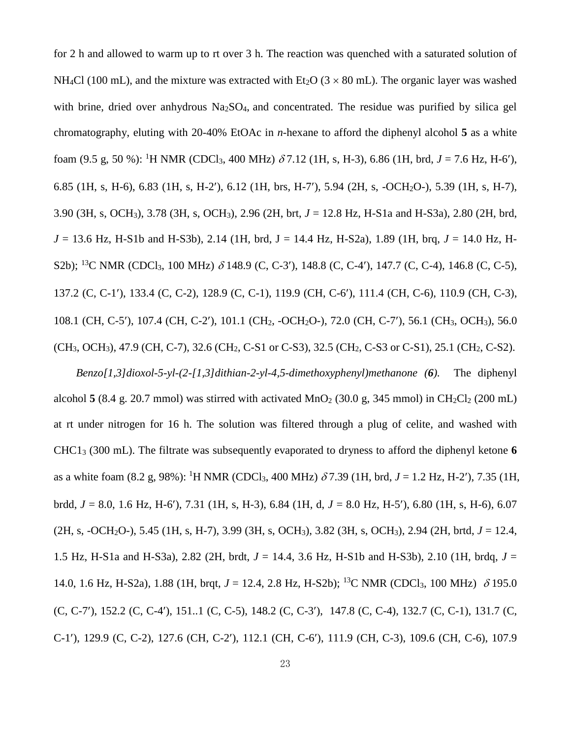for 2 h and allowed to warm up to rt over 3 h. The reaction was quenched with a saturated solution of $NH_4Cl$ (100 mL), and the mixture was extracted with $Et_2O$ (3 × 80 mL). The organic layer was washed with brine, dried over anhydrous $Na_2SO_4$, and concentrated. The residue was purified by silica gel chromatography, eluting with 20-40% EtOAc in *n*-hexane to afford the diphenyl alcohol **5** as a white foam (9.5 g, 50 %): $^1$H NMR ($CDCl_3$, 400 MHz) $\delta$ 7.12 (1H, s, H-3), 6.86 (1H, brd, *J* = 7.6 Hz, H-6′), 6.85 (1H, s, H-6), 6.83 (1H, s, H-2′), 6.12 (1H, brs, H-7′), 5.94 (2H, s, -$OCH_2O$-), 5.39 (1H, s, H-7), 3.90 (3H, s, $OCH_3$), 3.78 (3H, s, $OCH_3$), 2.96 (2H, brt, *J* = 12.8 Hz, H-S1a and H-S3a), 2.80 (2H, brd, *J* = 13.6 Hz, H-S1b and H-S3b), 2.14 (1H, brd, J = 14.4 Hz, H-S2a), 1.89 (1H, brq, *J* = 14.0 Hz, H-S2b); $^{13}$C NMR ($CDCl_3$, 100 MHz) $\delta$ 148.9 (C, C-3′), 148.8 (C, C-4′), 147.7 (C, C-4), 146.8 (C, C-5), 137.2 (C, C-1′), 133.4 (C, C-2), 128.9 (C, C-1), 119.9 (CH, C-6′), 111.4 (CH, C-6), 110.9 (CH, C-3), 108.1 (CH, C-5′), 107.4 (CH, C-2′), 101.1 ($CH_2$, -$OCH_2O$-), 72.0 (CH, C-7′), 56.1 ($CH_3$, $OCH_3$), 56.0 ($CH_3$, $OCH_3$), 47.9 (CH, C-7), 32.6 ($CH_2$, C-S1 or C-S3), 32.5 ($CH_2$, C-S3 or C-S1), 25.1 ($CH_2$, C-S2).

*Benzo[1,3]dioxol-5-yl-(2-[1,3]dithian-2-yl-4,5-dimethoxyphenyl)methanone **(6)**.* The diphenyl alcohol **5** (8.4 g. 20.7 mmol) was stirred with activated $MnO_2$ (30.0 g, 345 mmol) in $CH_2Cl_2$ (200 mL) at rt under nitrogen for 16 h. The solution was filtered through a plug of celite, and washed with $CHC1_3$ (300 mL). The filtrate was subsequently evaporated to dryness to afford the diphenyl ketone **6** as a white foam (8.2 g, 98%): $^1$H NMR ($CDCl_3$, 400 MHz) $\delta$ 7.39 (1H, brd, *J* = 1.2 Hz, H-2′), 7.35 (1H, brdd, *J* = 8.0, 1.6 Hz, H-6′), 7.31 (1H, s, H-3), 6.84 (1H, d, *J* = 8.0 Hz, H-5′), 6.80 (1H, s, H-6), 6.07 (2H, s, -$OCH_2O$-), 5.45 (1H, s, H-7), 3.99 (3H, s, $OCH_3$), 3.82 (3H, s, $OCH_3$), 2.94 (2H, brtd, *J* = 12.4, 1.5 Hz, H-S1a and H-S3a), 2.82 (2H, brdt, *J* = 14.4, 3.6 Hz, H-S1b and H-S3b), 2.10 (1H, brdq, *J* = 14.0, 1.6 Hz, H-S2a), 1.88 (1H, brqt, *J* = 12.4, 2.8 Hz, H-S2b); $^{13}$C NMR ($CDCl_3$, 100 MHz) $\delta$ 195.0 (C, C-7′), 152.2 (C, C-4′), 151..1 (C, C-5), 148.2 (C, C-3′), 147.8 (C, C-4), 132.7 (C, C-1), 131.7 (C, C-1′), 129.9 (C, C-2), 127.6 (CH, C-2′), 112.1 (CH, C-6′), 111.9 (CH, C-3), 109.6 (CH, C-6), 107.9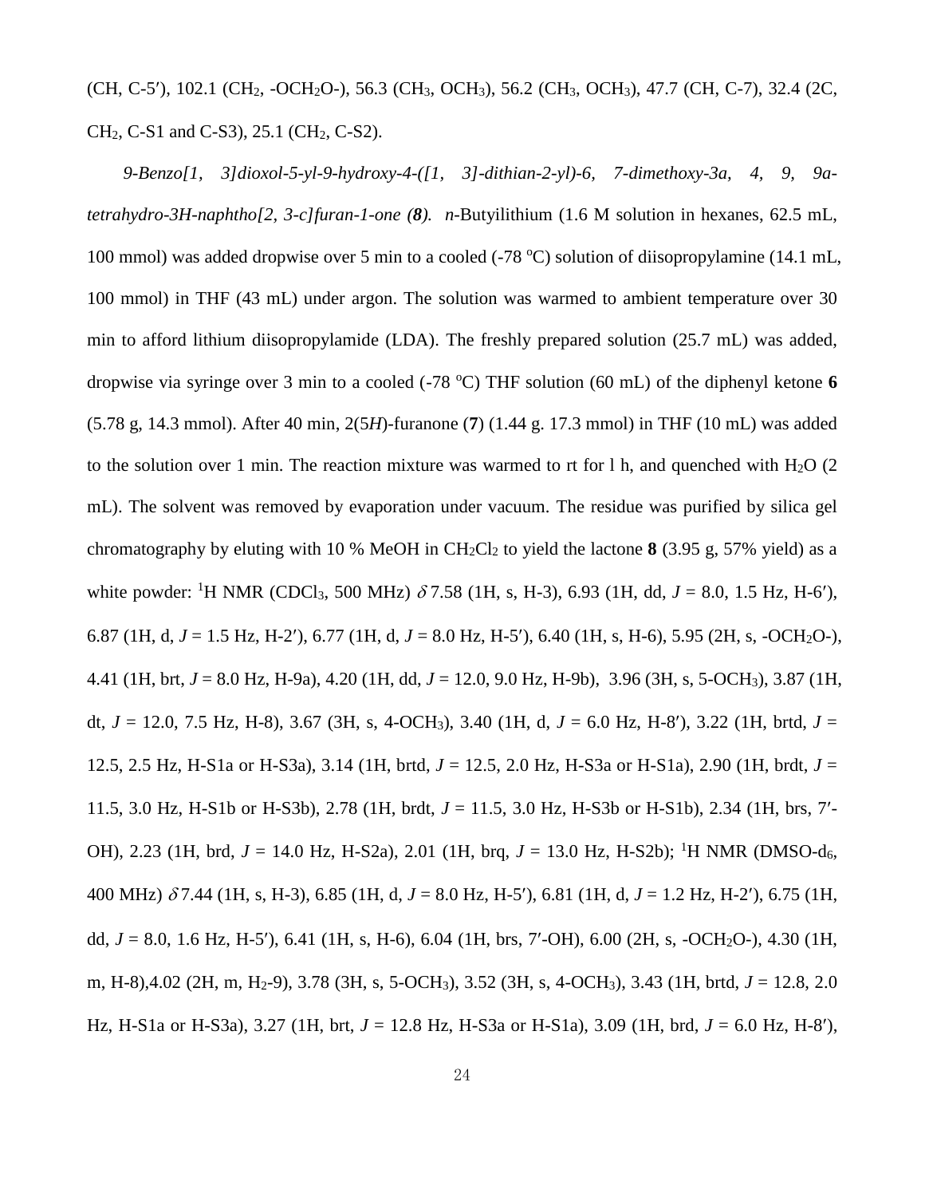(CH, C-5′), 102.1 ($CH_2$, $-OCH_2O-$), 56.3 ($CH_3$, $OCH_3$), 56.2 ($CH_3$, $OCH_3$), 47.7 (CH, C-7), 32.4 (2C, $CH_2$, C-S1 and C-S3), 25.1 ($CH_2$, C-S2).

*9-Benzo[1, 3]dioxol-5-yl-9-hydroxy-4-([1, 3]-dithian-2-yl)-6, 7-dimethoxy-3a, 4, 9, 9a-tetrahydro-3H-naphtho[2, 3-c]furan-1-one (**8**).* *n*-Butyilithium (1.6 M solution in hexanes, 62.5 mL, 100 mmol) was added dropwise over 5 min to a cooled (-78 °C) solution of diisopropylamine (14.1 mL, 100 mmol) in THF (43 mL) under argon. The solution was warmed to ambient temperature over 30 min to afford lithium diisopropylamide (LDA). The freshly prepared solution (25.7 mL) was added, dropwise via syringe over 3 min to a cooled (-78 °C) THF solution (60 mL) of the diphenyl ketone **6** (5.78 g, 14.3 mmol). After 40 min, 2(5*H*)-furanone (**7**) (1.44 g. 17.3 mmol) in THF (10 mL) was added to the solution over 1 min. The reaction mixture was warmed to rt for l h, and quenched with $H_2O$ (2 mL). The solvent was removed by evaporation under vacuum. The residue was purified by silica gel chromatography by eluting with 10 % MeOH in $CH_2Cl_2$ to yield the lactone **8** (3.95 g, 57% yield) as a white powder: [1]H NMR ($CDCl_3$, 500 MHz) $\delta$ 7.58 (1H, s, H-3), 6.93 (1H, dd, *J* = 8.0, 1.5 Hz, H-6′), 6.87 (1H, d, *J* = 1.5 Hz, H-2′), 6.77 (1H, d, *J* = 8.0 Hz, H-5′), 6.40 (1H, s, H-6), 5.95 (2H, s, $-OCH_2O-$), 4.41 (1H, brt, *J* = 8.0 Hz, H-9a), 4.20 (1H, dd, *J* = 12.0, 9.0 Hz, H-9b), 3.96 (3H, s, 5-$OCH_3$), 3.87 (1H, dt, *J* = 12.0, 7.5 Hz, H-8), 3.67 (3H, s, 4-$OCH_3$), 3.40 (1H, d, *J* = 6.0 Hz, H-8′), 3.22 (1H, brtd, *J* = 12.5, 2.5 Hz, H-S1a or H-S3a), 3.14 (1H, brtd, *J* = 12.5, 2.0 Hz, H-S3a or H-S1a), 2.90 (1H, brdt, *J* = 11.5, 3.0 Hz, H-S1b or H-S3b), 2.78 (1H, brdt, *J* = 11.5, 3.0 Hz, H-S3b or H-S1b), 2.34 (1H, brs, 7′-OH), 2.23 (1H, brd, *J* = 14.0 Hz, H-S2a), 2.01 (1H, brq, *J* = 13.0 Hz, H-S2b); [1]H NMR (DMSO-$d_6$, 400 MHz) $\delta$ 7.44 (1H, s, H-3), 6.85 (1H, d, *J* = 8.0 Hz, H-5′), 6.81 (1H, d, *J* = 1.2 Hz, H-2′), 6.75 (1H, dd, *J* = 8.0, 1.6 Hz, H-5′), 6.41 (1H, s, H-6), 6.04 (1H, brs, 7′-OH), 6.00 (2H, s, $-OCH_2O-$), 4.30 (1H, m, H-8),4.02 (2H, m, $H_2$-9), 3.78 (3H, s, 5-$OCH_3$), 3.52 (3H, s, 4-$OCH_3$), 3.43 (1H, brtd, *J* = 12.8, 2.0 Hz, H-S1a or H-S3a), 3.27 (1H, brt, *J* = 12.8 Hz, H-S3a or H-S1a), 3.09 (1H, brd, *J* = 6.0 Hz, H-8′),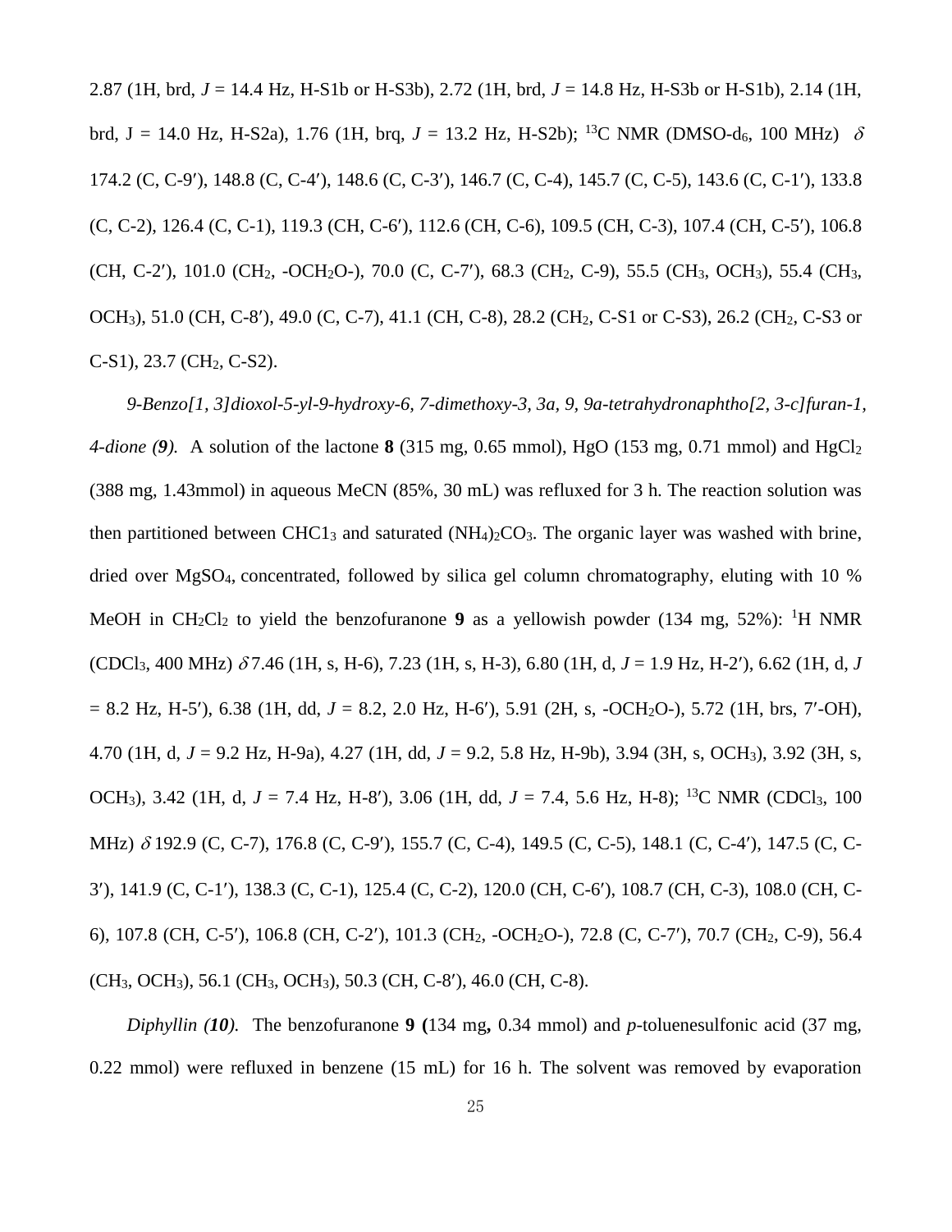2.87 (1H, brd, *J* = 14.4 Hz, H-S1b or H-S3b), 2.72 (1H, brd, *J* = 14.8 Hz, H-S3b or H-S1b), 2.14 (1H, brd, J = 14.0 Hz, H-S2a), 1.76 (1H, brq, *J* = 13.2 Hz, H-S2b); $^{13}$C NMR (DMSO-d$_6$, 100 MHz) $\delta$ 174.2 (C, C-9′), 148.8 (C, C-4′), 148.6 (C, C-3′), 146.7 (C, C-4), 145.7 (C, C-5), 143.6 (C, C-1′), 133.8 (C, C-2), 126.4 (C, C-1), 119.3 (CH, C-6′), 112.6 (CH, C-6), 109.5 (CH, C-3), 107.4 (CH, C-5′), 106.8 (CH, C-2′), 101.0 ($CH_2$, -$OCH_2O$-), 70.0 (C, C-7′), 68.3 ($CH_2$, C-9), 55.5 ($CH_3$, $OCH_3$), 55.4 ($CH_3$, $OCH_3$), 51.0 (CH, C-8′), 49.0 (C, C-7), 41.1 (CH, C-8), 28.2 ($CH_2$, C-S1 or C-S3), 26.2 ($CH_2$, C-S3 or C-S1), 23.7 ($CH_2$, C-S2).

*9-Benzo[1, 3]dioxol-5-yl-9-hydroxy-6, 7-dimethoxy-3, 3a, 9, 9a-tetrahydronaphtho[2, 3-c]furan-1, 4-dione (**9**).* A solution of the lactone **8** (315 mg, 0.65 mmol), HgO (153 mg, 0.71 mmol) and $HgCl_2$ (388 mg, 1.43mmol) in aqueous MeCN (85%, 30 mL) was refluxed for 3 h. The reaction solution was then partitioned between $CHC1_3$ and saturated $(NH_4)_2CO_3$. The organic layer was washed with brine, dried over $MgSO_4$, concentrated, followed by silica gel column chromatography, eluting with 10 % MeOH in $CH_2Cl_2$ to yield the benzofuranone **9** as a yellowish powder (134 mg, 52%): $^{1}$H NMR ($CDCl_3$, 400 MHz) $\delta$ 7.46 (1H, s, H-6), 7.23 (1H, s, H-3), 6.80 (1H, d, *J* = 1.9 Hz, H-2′), 6.62 (1H, d, *J* = 8.2 Hz, H-5′), 6.38 (1H, dd, *J* = 8.2, 2.0 Hz, H-6′), 5.91 (2H, s, -$OCH_2O$-), 5.72 (1H, brs, 7′-OH), 4.70 (1H, d, *J* = 9.2 Hz, H-9a), 4.27 (1H, dd, *J* = 9.2, 5.8 Hz, H-9b), 3.94 (3H, s, $OCH_3$), 3.92 (3H, s, $OCH_3$), 3.42 (1H, d, *J* = 7.4 Hz, H-8′), 3.06 (1H, dd, *J* = 7.4, 5.6 Hz, H-8); $^{13}$C NMR ($CDCl_3$, 100 MHz) $\delta$ 192.9 (C, C-7), 176.8 (C, C-9′), 155.7 (C, C-4), 149.5 (C, C-5), 148.1 (C, C-4′), 147.5 (C, C-3′), 141.9 (C, C-1′), 138.3 (C, C-1), 125.4 (C, C-2), 120.0 (CH, C-6′), 108.7 (CH, C-3), 108.0 (CH, C-6), 107.8 (CH, C-5′), 106.8 (CH, C-2′), 101.3 ($CH_2$, -$OCH_2O$-), 72.8 (C, C-7′), 70.7 ($CH_2$, C-9), 56.4 ($CH_3$, $OCH_3$), 56.1 ($CH_3$, $OCH_3$), 50.3 (CH, C-8′), 46.0 (CH, C-8).

*Diphyllin (**10**).* The benzofuranone **9** (134 mg, 0.34 mmol) and *p*-toluenesulfonic acid (37 mg, 0.22 mmol) were refluxed in benzene (15 mL) for 16 h. The solvent was removed by evaporation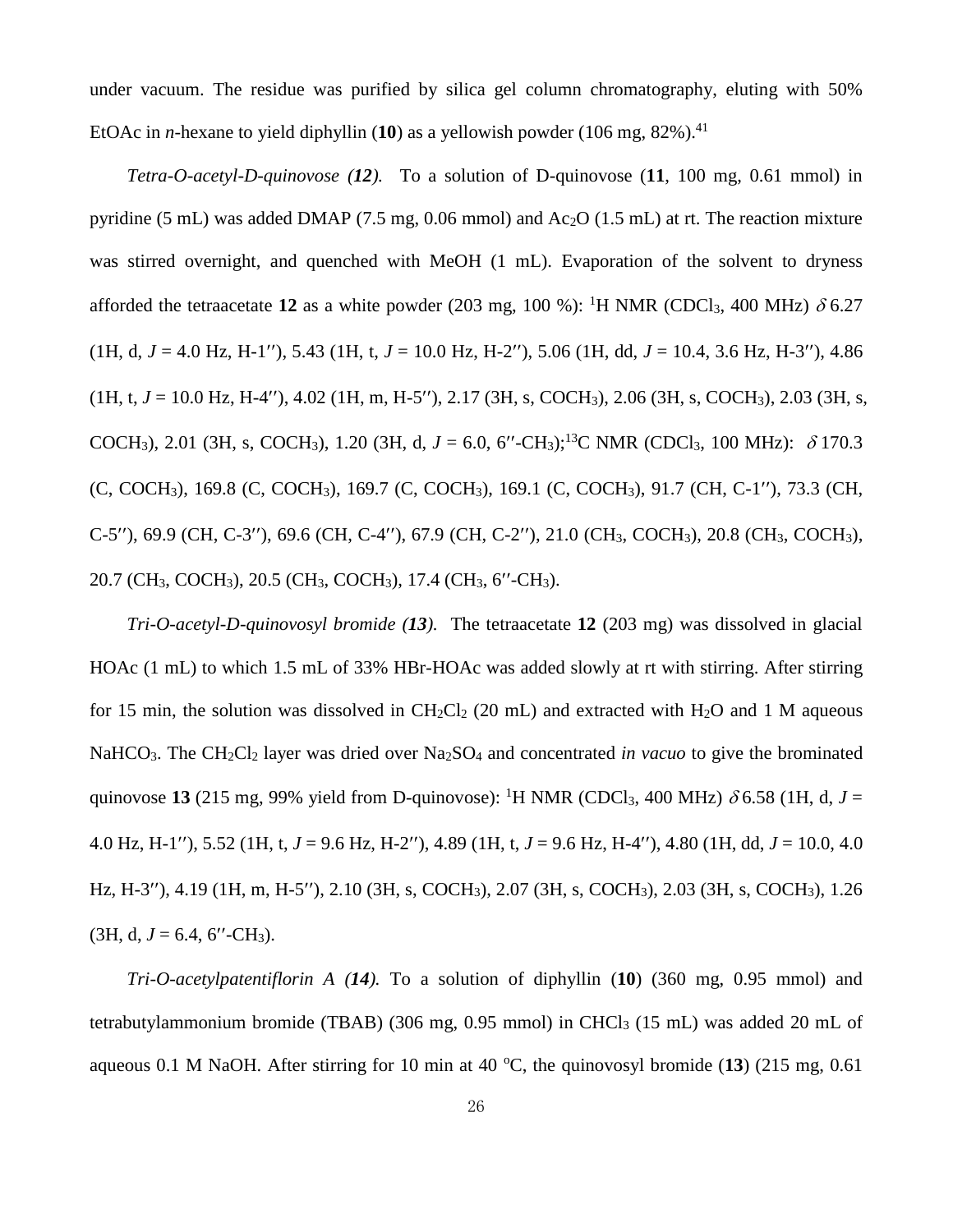under vacuum. The residue was purified by silica gel column chromatography, eluting with 50% EtOAc in *n*-hexane to yield diphyllin (**10**) as a yellowish powder (106 mg, 82%).[41]

*Tetra-O-acetyl-D-quinovose (**12**).* To a solution of D-quinovose (**11**, 100 mg, 0.61 mmol) in pyridine (5 mL) was added DMAP (7.5 mg, 0.06 mmol) and $Ac_2O$ (1.5 mL) at rt. The reaction mixture was stirred overnight, and quenched with MeOH (1 mL). Evaporation of the solvent to dryness afforded the tetraacetate **12** as a white powder (203 mg, 100 %): $^1H$ NMR ($CDCl_3$, 400 MHz) $\delta$ 6.27 (1H, d, $J$ = 4.0 Hz, H-1′′), 5.43 (1H, t, $J$ = 10.0 Hz, H-2′′), 5.06 (1H, dd, $J$ = 10.4, 3.6 Hz, H-3′′), 4.86 (1H, t, $J$ = 10.0 Hz, H-4′′), 4.02 (1H, m, H-5′′), 2.17 (3H, s, $COCH_3$), 2.06 (3H, s, $COCH_3$), 2.03 (3H, s, $COCH_3$), 2.01 (3H, s, $COCH_3$), 1.20 (3H, d, $J$ = 6.0, 6′′-$CH_3$);$^{13}C$ NMR ($CDCl_3$, 100 MHz): $\delta$ 170.3 (C, $COCH_3$), 169.8 (C, $COCH_3$), 169.7 (C, $COCH_3$), 169.1 (C, $COCH_3$), 91.7 (CH, C-1′′), 73.3 (CH, C-5′′), 69.9 (CH, C-3′′), 69.6 (CH, C-4′′), 67.9 (CH, C-2′′), 21.0 ($CH_3$, $COCH_3$), 20.8 ($CH_3$, $COCH_3$), 20.7 ($CH_3$, $COCH_3$), 20.5 ($CH_3$, $COCH_3$), 17.4 ($CH_3$, 6′′-$CH_3$).

*Tri-O-acetyl-D-quinovosyl bromide (**13**).* The tetraacetate **12** (203 mg) was dissolved in glacial HOAc (1 mL) to which 1.5 mL of 33% HBr-HOAc was added slowly at rt with stirring. After stirring for 15 min, the solution was dissolved in $CH_2Cl_2$ (20 mL) and extracted with $H_2O$ and 1 M aqueous $NaHCO_3$. The $CH_2Cl_2$ layer was dried over $Na_2SO_4$ and concentrated *in vacuo* to give the brominated quinovose **13** (215 mg, 99% yield from D-quinovose): $^1H$ NMR ($CDCl_3$, 400 MHz) $\delta$ 6.58 (1H, d, $J$ = 4.0 Hz, H-1′′), 5.52 (1H, t, $J$ = 9.6 Hz, H-2′′), 4.89 (1H, t, $J$ = 9.6 Hz, H-4′′), 4.80 (1H, dd, $J$ = 10.0, 4.0 Hz, H-3′′), 4.19 (1H, m, H-5′′), 2.10 (3H, s, $COCH_3$), 2.07 (3H, s, $COCH_3$), 2.03 (3H, s, $COCH_3$), 1.26 (3H, d, $J$ = 6.4, 6′′-$CH_3$).

*Tri-O-acetylpatentiflorin A (**14**).* To a solution of diphyllin (**10**) (360 mg, 0.95 mmol) and tetrabutylammonium bromide (TBAB) (306 mg, 0.95 mmol) in $CHCl_3$ (15 mL) was added 20 mL of aqueous 0.1 M NaOH. After stirring for 10 min at 40 $^oC$, the quinovosyl bromide (**13**) (215 mg, 0.61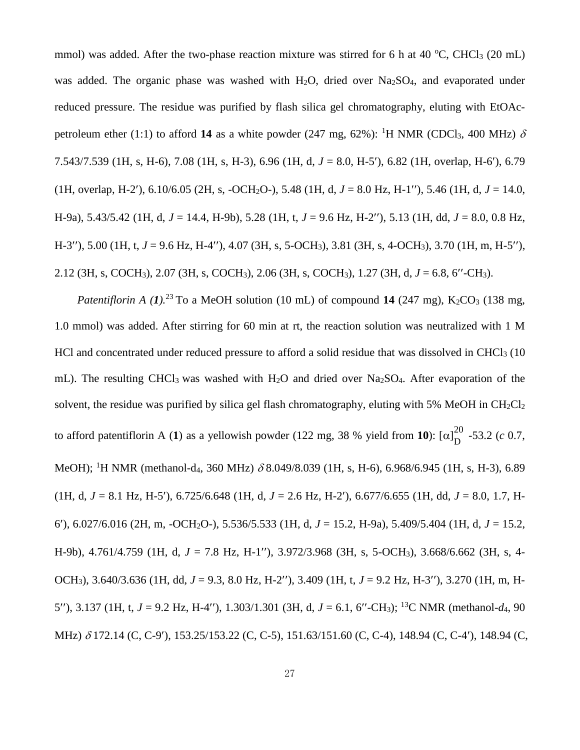mmol) was added. After the two-phase reaction mixture was stirred for 6 h at 40 ºC, $CHCl_3$ (20 mL) was added. The organic phase was washed with $H_2O$, dried over $Na_2SO_4$, and evaporated under reduced pressure. The residue was purified by flash silica gel chromatography, eluting with EtOAc-petroleum ether (1:1) to afford **14** as a white powder (247 mg, 62%): $^1$H NMR ($CDCl_3$, 400 MHz) $\delta$ 7.543/7.539 (1H, s, H-6), 7.08 (1H, s, H-3), 6.96 (1H, d, *J* = 8.0, H-5′), 6.82 (1H, overlap, H-6′), 6.79 (1H, overlap, H-2′), 6.10/6.05 (2H, s, -$OCH_2O$-), 5.48 (1H, d, *J* = 8.0 Hz, H-1′′), 5.46 (1H, d, *J* = 14.0, H-9a), 5.43/5.42 (1H, d, *J* = 14.4, H-9b), 5.28 (1H, t, *J* = 9.6 Hz, H-2′′), 5.13 (1H, dd, *J* = 8.0, 0.8 Hz, H-3′′), 5.00 (1H, t, *J* = 9.6 Hz, H-4′′), 4.07 (3H, s, 5-$OCH_3$), 3.81 (3H, s, 4-$OCH_3$), 3.70 (1H, m, H-5′′), 2.12 (3H, s, $COCH_3$), 2.07 (3H, s, $COCH_3$), 2.06 (3H, s, $COCH_3$), 1.27 (3H, d, *J* = 6.8, 6′′-$CH_3$).

*Patentiflorin A (**1**).*[23] To a MeOH solution (10 mL) of compound **14** (247 mg), $K_2CO_3$ (138 mg, 1.0 mmol) was added. After stirring for 60 min at rt, the reaction solution was neutralized with 1 M HCl and concentrated under reduced pressure to afford a solid residue that was dissolved in $CHCl_3$ (10 mL). The resulting $CHCl_3$ was washed with $H_2O$ and dried over $Na_2SO_4$. After evaporation of the solvent, the residue was purified by silica gel flash chromatography, eluting with 5% MeOH in $CH_2Cl_2$ to afford patentiflorin A (**1**) as a yellowish powder (122 mg, 38 % yield from **10**): $[\alpha]_D^{20}$ -53.2 (*c* 0.7, MeOH); $^1$H NMR (methanol-d$_4$, 360 MHz) $\delta$ 8.049/8.039 (1H, s, H-6), 6.968/6.945 (1H, s, H-3), 6.89 (1H, d, *J* = 8.1 Hz, H-5′), 6.725/6.648 (1H, d, *J* = 2.6 Hz, H-2′), 6.677/6.655 (1H, dd, *J* = 8.0, 1.7, H-6′), 6.027/6.016 (2H, m, -$OCH_2O$-), 5.536/5.533 (1H, d, *J* = 15.2, H-9a), 5.409/5.404 (1H, d, *J* = 15.2, H-9b), 4.761/4.759 (1H, d, *J* = 7.8 Hz, H-1′′), 3.972/3.968 (3H, s, 5-$OCH_3$), 3.668/6.662 (3H, s, 4-$OCH_3$), 3.640/3.636 (1H, dd, *J* = 9.3, 8.0 Hz, H-2′′), 3.409 (1H, t, *J* = 9.2 Hz, H-3′′), 3.270 (1H, m, H-5′′), 3.137 (1H, t, *J* = 9.2 Hz, H-4′′), 1.303/1.301 (3H, d, *J* = 6.1, 6′′-$CH_3$); $^{13}$C NMR (methanol-*d*$_4$, 90 MHz) $\delta$ 172.14 (C, C-9′), 153.25/153.22 (C, C-5), 151.63/151.60 (C, C-4), 148.94 (C, C-4′), 148.94 (C,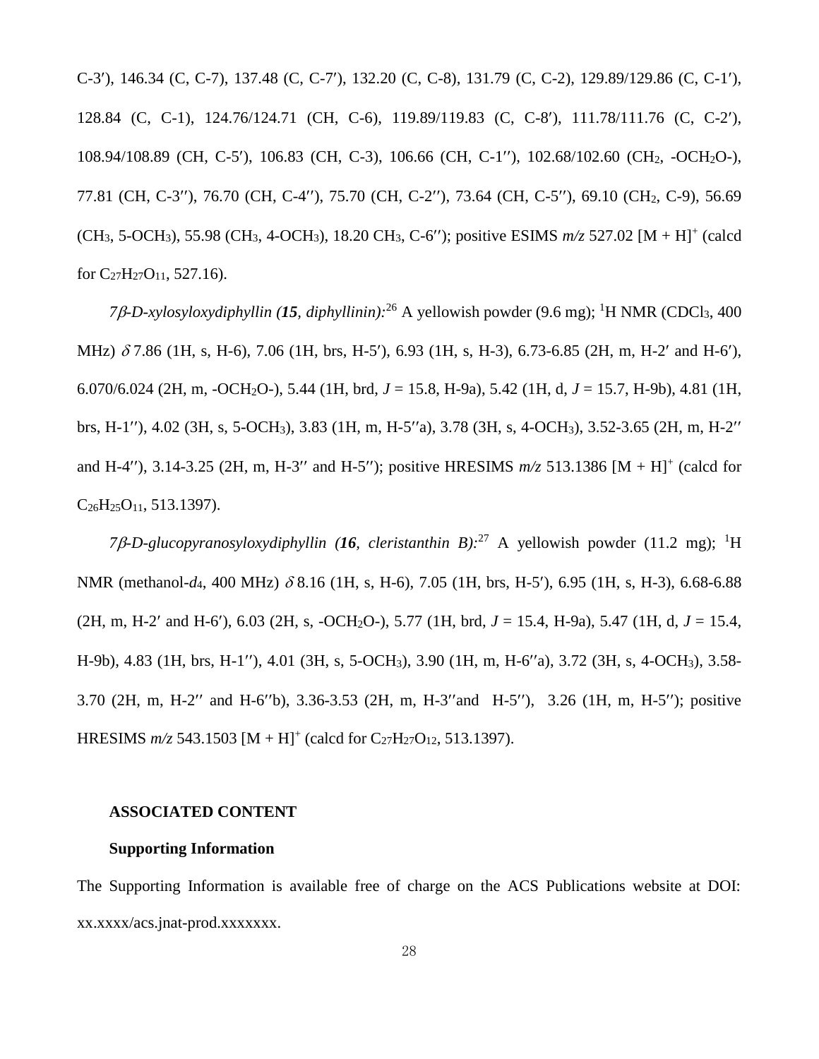C-3′), 146.34 (C, C-7), 137.48 (C, C-7′), 132.20 (C, C-8), 131.79 (C, C-2), 129.89/129.86 (C, C-1′), 128.84 (C, C-1), 124.76/124.71 (CH, C-6), 119.89/119.83 (C, C-8′), 111.78/111.76 (C, C-2′), 108.94/108.89 (CH, C-5′), 106.83 (CH, C-3), 106.66 (CH, C-1′′), 102.68/102.60 ($CH_2$, -$OCH_2O$-), 77.81 (CH, C-3′′), 76.70 (CH, C-4′′), 75.70 (CH, C-2′′), 73.64 (CH, C-5′′), 69.10 ($CH_2$, C-9), 56.69 ($CH_3$, 5-$OCH_3$), 55.98 ($CH_3$, 4-$OCH_3$), 18.20 $CH_3$, C-6′′); positive ESIMS *m/z* 527.02 $[M + H]^+$ (calcd for $C_{27}H_{27}O_{11}$, 527.16).

*7β-D-xylosyloxydiphyllin (**15**, diphyllinin):*[26] A yellowish powder (9.6 mg); $^1$H NMR ($CDCl_3$, 400 MHz) $\delta$ 7.86 (1H, s, H-6), 7.06 (1H, brs, H-5′), 6.93 (1H, s, H-3), 6.73-6.85 (2H, m, H-2′ and H-6′), 6.070/6.024 (2H, m, -$OCH_2O$-), 5.44 (1H, brd, *J* = 15.8, H-9a), 5.42 (1H, d, *J* = 15.7, H-9b), 4.81 (1H, brs, H-1′′), 4.02 (3H, s, 5-$OCH_3$), 3.83 (1H, m, H-5′′a), 3.78 (3H, s, 4-$OCH_3$), 3.52-3.65 (2H, m, H-2′′ and H-4′′), 3.14-3.25 (2H, m, H-3′′ and H-5′′); positive HRESIMS *m/z* 513.1386 $[M + H]^+$ (calcd for $C_{26}H_{25}O_{11}$, 513.1397).

*7β-D-glucopyranosyloxydiphyllin (**16**, cleristanthin B):*[27] A yellowish powder (11.2 mg); $^1$H NMR (methanol-$d_4$, 400 MHz) $\delta$ 8.16 (1H, s, H-6), 7.05 (1H, brs, H-5′), 6.95 (1H, s, H-3), 6.68-6.88 (2H, m, H-2′ and H-6′), 6.03 (2H, s, -$OCH_2O$-), 5.77 (1H, brd, *J* = 15.4, H-9a), 5.47 (1H, d, *J* = 15.4, H-9b), 4.83 (1H, brs, H-1′′), 4.01 (3H, s, 5-$OCH_3$), 3.90 (1H, m, H-6′′a), 3.72 (3H, s, 4-$OCH_3$), 3.58-3.70 (2H, m, H-2′′ and H-6′′b), 3.36-3.53 (2H, m, H-3′′and H-5′′), 3.26 (1H, m, H-5′′); positive HRESIMS *m/z* 543.1503 $[M + H]^+$ (calcd for $C_{27}H_{27}O_{12}$, 513.1397).

**ASSOCIATED CONTENT**

**Supporting Information**

The Supporting Information is available free of charge on the ACS Publications website at DOI: xx.xxxx/acs.jnat-prod.xxxxxxx.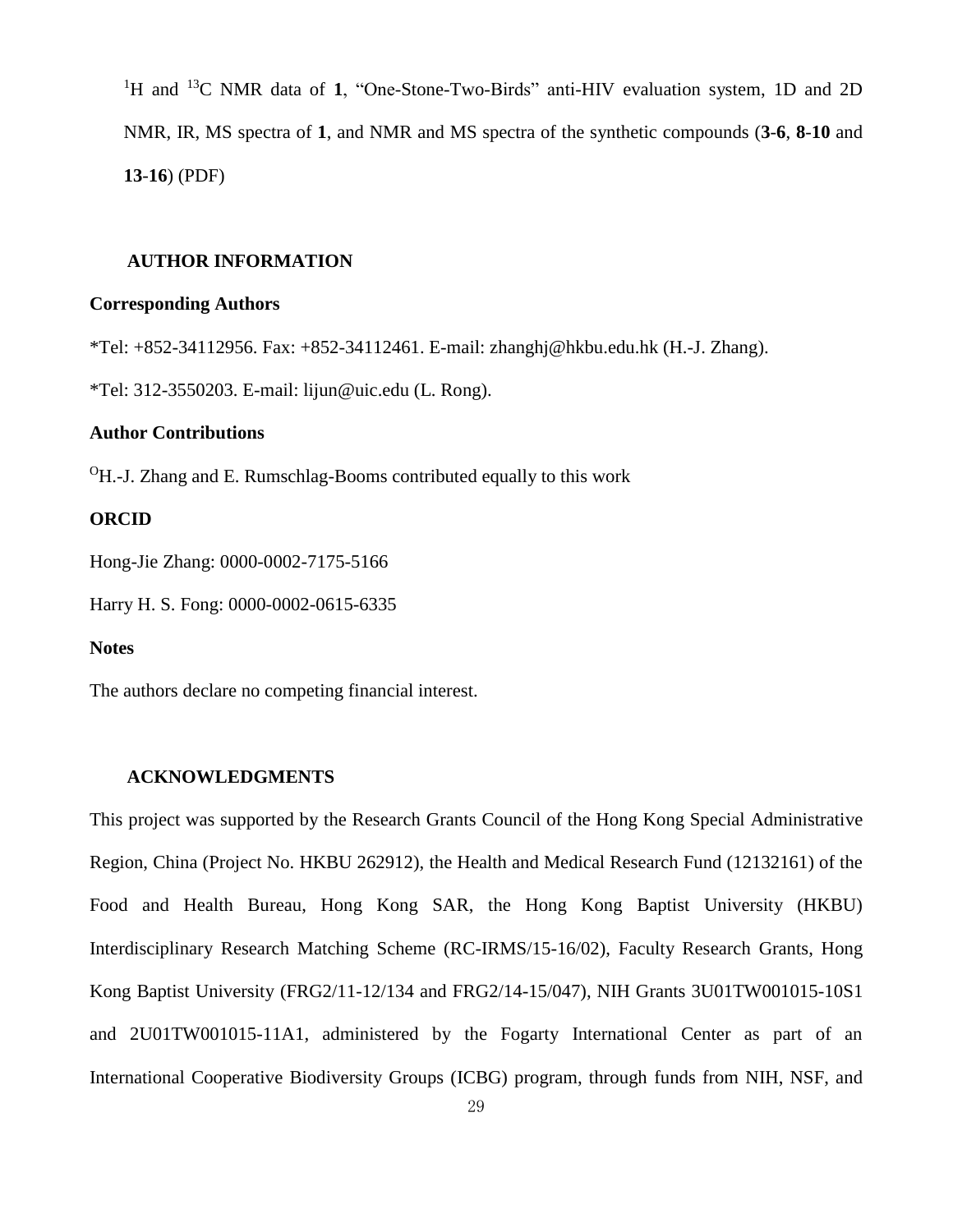$^{1}H$ and $^{13}C$ NMR data of **1**, "One-Stone-Two-Birds" anti-HIV evaluation system, 1D and 2D NMR, IR, MS spectra of **1**, and NMR and MS spectra of the synthetic compounds (**3**-**6**, **8**-**10** and **13**-**16**) (PDF)

## AUTHOR INFORMATION

### Corresponding Authors

*Tel: +852-34112956. Fax: +852-34112461. E-mail: zhanghj@hkbu.edu.hk (H.-J. Zhang).

*Tel: 312-3550203. E-mail: lijun@uic.edu (L. Rong).

### Author Contributions

[O]H.-J. Zhang and E. Rumschlag-Booms contributed equally to this work

### ORCID

Hong-Jie Zhang: 0000-0002-7175-5166

Harry H. S. Fong: 0000-0002-0615-6335

### Notes

The authors declare no competing financial interest.

## ACKNOWLEDGMENTS

This project was supported by the Research Grants Council of the Hong Kong Special Administrative Region, China (Project No. HKBU 262912), the Health and Medical Research Fund (12132161) of the Food and Health Bureau, Hong Kong SAR, the Hong Kong Baptist University (HKBU) Interdisciplinary Research Matching Scheme (RC-IRMS/15-16/02), Faculty Research Grants, Hong Kong Baptist University (FRG2/11-12/134 and FRG2/14-15/047), NIH Grants 3U01TW001015-10S1 and 2U01TW001015-11A1, administered by the Fogarty International Center as part of an International Cooperative Biodiversity Groups (ICBG) program, through funds from NIH, NSF, and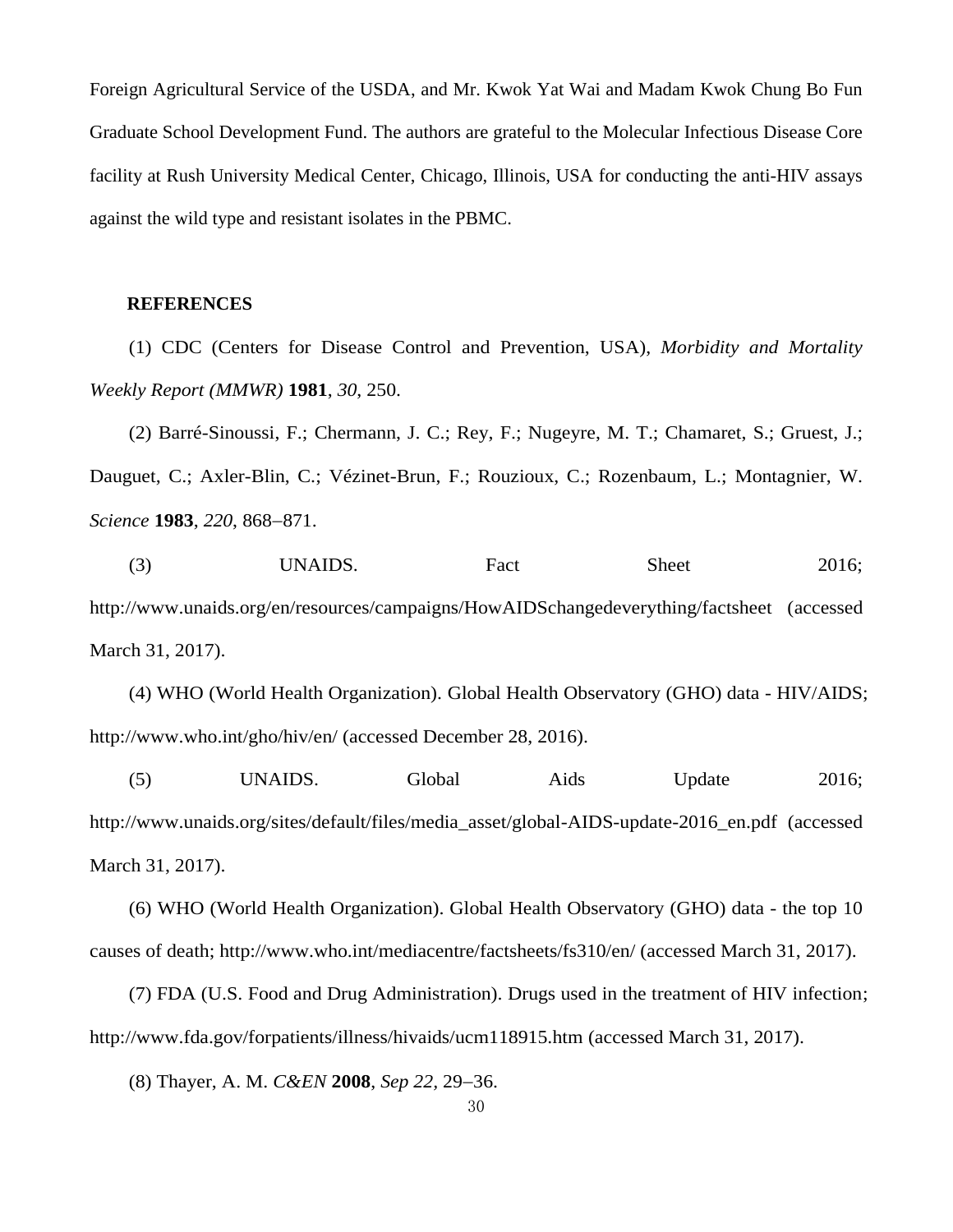Foreign Agricultural Service of the USDA, and Mr. Kwok Yat Wai and Madam Kwok Chung Bo Fun Graduate School Development Fund. The authors are grateful to the Molecular Infectious Disease Core facility at Rush University Medical Center, Chicago, Illinois, USA for conducting the anti-HIV assays against the wild type and resistant isolates in the PBMC.

## REFERENCES

(1) CDC (Centers for Disease Control and Prevention, USA), *Morbidity and Mortality Weekly Report (MMWR)* **1981**, *30*, 250.

(2) Barré-Sinoussi, F.; Chermann, J. C.; Rey, F.; Nugeyre, M. T.; Chamaret, S.; Gruest, J.; Dauguet, C.; Axler-Blin, C.; Vézinet-Brun, F.; Rouzioux, C.; Rozenbaum, L.; Montagnier, W. *Science* **1983**, *220*, 868–871.

(3) UNAIDS. Fact Sheet 2016; http://www.unaids.org/en/resources/campaigns/HowAIDSchangedeverything/factsheet (accessed March 31, 2017).

(4) WHO (World Health Organization). Global Health Observatory (GHO) data - HIV/AIDS; http://www.who.int/gho/hiv/en/ (accessed December 28, 2016).

(5) UNAIDS. Global Aids Update 2016; http://www.unaids.org/sites/default/files/media_asset/global-AIDS-update-2016_en.pdf (accessed March 31, 2017).

(6) WHO (World Health Organization). Global Health Observatory (GHO) data - the top 10 causes of death; http://www.who.int/mediacentre/factsheets/fs310/en/ (accessed March 31, 2017).

(7) FDA (U.S. Food and Drug Administration). Drugs used in the treatment of HIV infection; http://www.fda.gov/forpatients/illness/hivaids/ucm118915.htm (accessed March 31, 2017).

(8) Thayer, A. M. *C&EN* **2008**, *Sep 22*, 29–36.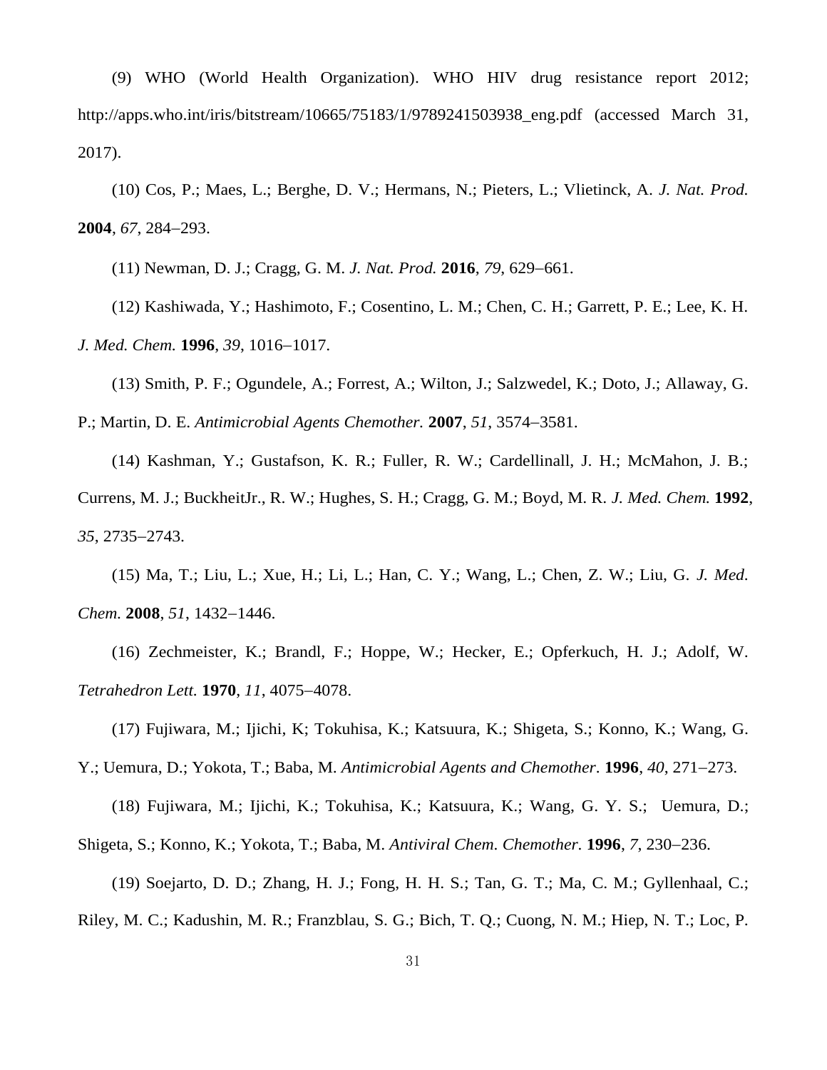(9) WHO (World Health Organization). WHO HIV drug resistance report 2012; http://apps.who.int/iris/bitstream/10665/75183/1/9789241503938_eng.pdf (accessed March 31, 2017).

(10) Cos, P.; Maes, L.; Berghe, D. V.; Hermans, N.; Pieters, L.; Vlietinck, A. *J. Nat. Prod.* **2004**, *67*, 284–293.

(11) Newman, D. J.; Cragg, G. M. *J. Nat. Prod.* **2016**, *79*, 629–661.

(12) Kashiwada, Y.; Hashimoto, F.; Cosentino, L. M.; Chen, C. H.; Garrett, P. E.; Lee, K. H. *J. Med. Chem.* **1996**, *39*, 1016–1017.

(13) Smith, P. F.; Ogundele, A.; Forrest, A.; Wilton, J.; Salzwedel, K.; Doto, J.; Allaway, G. P.; Martin, D. E. *Antimicrobial Agents Chemother.* **2007**, *51*, 3574–3581.

(14) Kashman, Y.; Gustafson, K. R.; Fuller, R. W.; Cardellinall, J. H.; McMahon, J. B.; Currens, M. J.; BuckheitJr., R. W.; Hughes, S. H.; Cragg, G. M.; Boyd, M. R. *J. Med. Chem.* **1992**, *35*, 2735–2743.

(15) Ma, T.; Liu, L.; Xue, H.; Li, L.; Han, C. Y.; Wang, L.; Chen, Z. W.; Liu, G. *J. Med. Chem.* **2008**, *51*, 1432–1446.

(16) Zechmeister, K.; Brandl, F.; Hoppe, W.; Hecker, E.; Opferkuch, H. J.; Adolf, W. *Tetrahedron Lett.* **1970**, *11*, 4075–4078.

(17) Fujiwara, M.; Ijichi, K; Tokuhisa, K.; Katsuura, K.; Shigeta, S.; Konno, K.; Wang, G. Y.; Uemura, D.; Yokota, T.; Baba, M. *Antimicrobial Agents and Chemother.* **1996**, *40*, 271–273.

(18) Fujiwara, M.; Ijichi, K.; Tokuhisa, K.; Katsuura, K.; Wang, G. Y. S.; Uemura, D.; Shigeta, S.; Konno, K.; Yokota, T.; Baba, M. *Antiviral Chem. Chemother.* **1996**, *7*, 230–236.

(19) Soejarto, D. D.; Zhang, H. J.; Fong, H. H. S.; Tan, G. T.; Ma, C. M.; Gyllenhaal, C.; Riley, M. C.; Kadushin, M. R.; Franzblau, S. G.; Bich, T. Q.; Cuong, N. M.; Hiep, N. T.; Loc, P.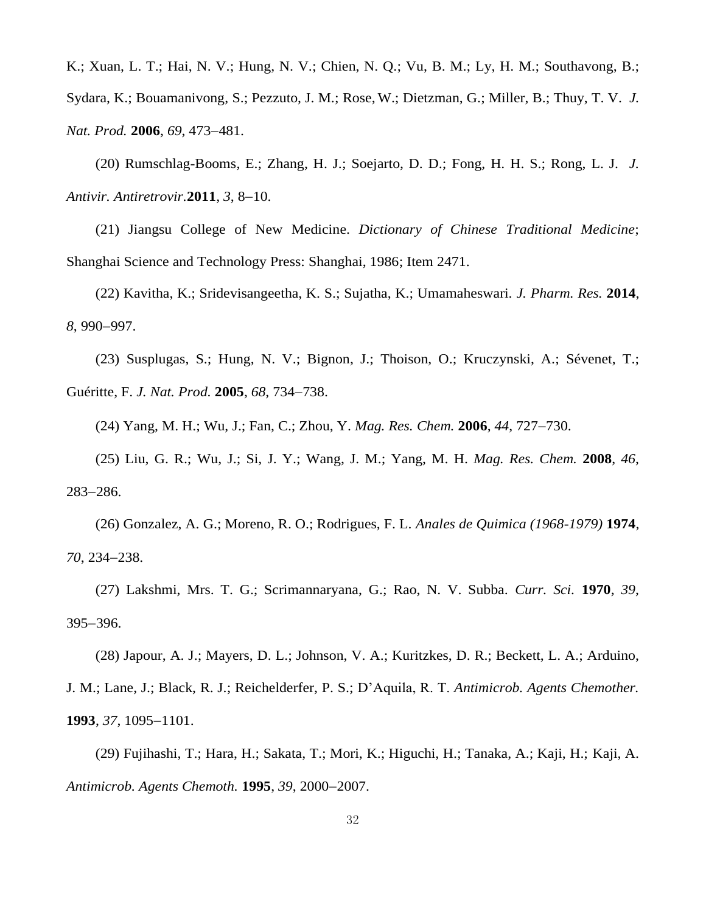K.; Xuan, L. T.; Hai, N. V.; Hung, N. V.; Chien, N. Q.; Vu, B. M.; Ly, H. M.; Southavong, B.; Sydara, K.; Bouamanivong, S.; Pezzuto, J. M.; Rose, W.; Dietzman, G.; Miller, B.; Thuy, T. V. *J. Nat. Prod.* **2006**, *69*, 473–481.

(20) Rumschlag-Booms, E.; Zhang, H. J.; Soejarto, D. D.; Fong, H. H. S.; Rong, L. J. *J. Antivir. Antiretrovir.* **2011**, *3*, 8–10.

(21) Jiangsu College of New Medicine. *Dictionary of Chinese Traditional Medicine*; Shanghai Science and Technology Press: Shanghai, 1986; Item 2471.

(22) Kavitha, K.; Sridevisangeetha, K. S.; Sujatha, K.; Umamaheswari. *J. Pharm. Res.* **2014**, *8*, 990–997.

(23) Susplugas, S.; Hung, N. V.; Bignon, J.; Thoison, O.; Kruczynski, A.; Sévenet, T.; Guéritte, F. *J. Nat. Prod.* **2005**, *68*, 734–738.

(24) Yang, M. H.; Wu, J.; Fan, C.; Zhou, Y. *Mag. Res. Chem.* **2006**, *44*, 727–730.

(25) Liu, G. R.; Wu, J.; Si, J. Y.; Wang, J. M.; Yang, M. H. *Mag. Res. Chem.* **2008**, *46*, 283–286.

(26) Gonzalez, A. G.; Moreno, R. O.; Rodrigues, F. L. *Anales de Quimica (1968-1979)* **1974**, *70*, 234–238.

(27) Lakshmi, Mrs. T. G.; Scrimannaryana, G.; Rao, N. V. Subba. *Curr. Sci.* **1970**, *39*, 395–396.

(28) Japour, A. J.; Mayers, D. L.; Johnson, V. A.; Kuritzkes, D. R.; Beckett, L. A.; Arduino, J. M.; Lane, J.; Black, R. J.; Reichelderfer, P. S.; D'Aquila, R. T. *Antimicrob. Agents Chemother.* **1993**, *37*, 1095–1101.

(29) Fujihashi, T.; Hara, H.; Sakata, T.; Mori, K.; Higuchi, H.; Tanaka, A.; Kaji, H.; Kaji, A. *Antimicrob. Agents Chemoth.* **1995**, *39*, 2000–2007.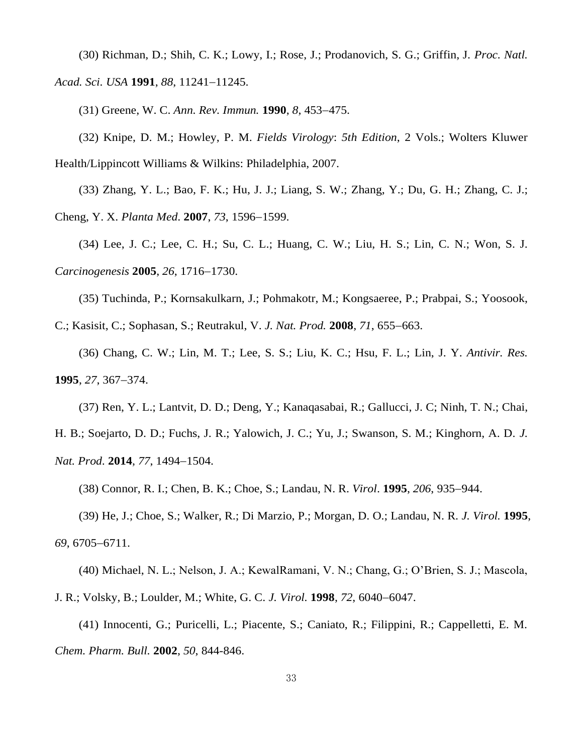(30) Richman, D.; Shih, C. K.; Lowy, I.; Rose, J.; Prodanovich, S. G.; Griffin, J. *Proc. Natl. Acad. Sci. USA* **1991**, *88*, 11241–11245.

(31) Greene, W. C. *Ann. Rev. Immun.* **1990**, *8*, 453–475.

(32) Knipe, D. M.; Howley, P. M. *Fields Virology*: *5th Edition*, 2 Vols.; Wolters Kluwer Health/Lippincott Williams & Wilkins: Philadelphia, 2007.

(33) Zhang, Y. L.; Bao, F. K.; Hu, J. J.; Liang, S. W.; Zhang, Y.; Du, G. H.; Zhang, C. J.; Cheng, Y. X. *Planta Med*. **2007**, *73*, 1596–1599.

(34) Lee, J. C.; Lee, C. H.; Su, C. L.; Huang, C. W.; Liu, H. S.; Lin, C. N.; Won, S. J. *Carcinogenesis* **2005**, *26*, 1716–1730.

(35) Tuchinda, P.; Kornsakulkarn, J.; Pohmakotr, M.; Kongsaeree, P.; Prabpai, S.; Yoosook, C.; Kasisit, C.; Sophasan, S.; Reutrakul, V. *J. Nat. Prod.* **2008**, *71*, 655–663.

(36) Chang, C. W.; Lin, M. T.; Lee, S. S.; Liu, K. C.; Hsu, F. L.; Lin, J. Y. *Antivir. Res.* **1995**, *27*, 367–374.

(37) Ren, Y. L.; Lantvit, D. D.; Deng, Y.; Kanaqasabai, R.; Gallucci, J. C; Ninh, T. N.; Chai, H. B.; Soejarto, D. D.; Fuchs, J. R.; Yalowich, J. C.; Yu, J.; Swanson, S. M.; Kinghorn, A. D. *J. Nat. Prod*. **2014**, *77*, 1494–1504.

(38) Connor, R. I.; Chen, B. K.; Choe, S.; Landau, N. R. *Virol*. **1995**, *206*, 935–944.

(39) He, J.; Choe, S.; Walker, R.; Di Marzio, P.; Morgan, D. O.; Landau, N. R. *J. Virol.* **1995**, *69*, 6705–6711.

(40) Michael, N. L.; Nelson, J. A.; KewalRamani, V. N.; Chang, G.; O'Brien, S. J.; Mascola, J. R.; Volsky, B.; Loulder, M.; White, G. C. *J. Virol.* **1998**, *72*, 6040–6047.

(41) Innocenti, G.; Puricelli, L.; Piacente, S.; Caniato, R.; Filippini, R.; Cappelletti, E. M. *Chem. Pharm. Bull.* **2002**, *50*, 844-846.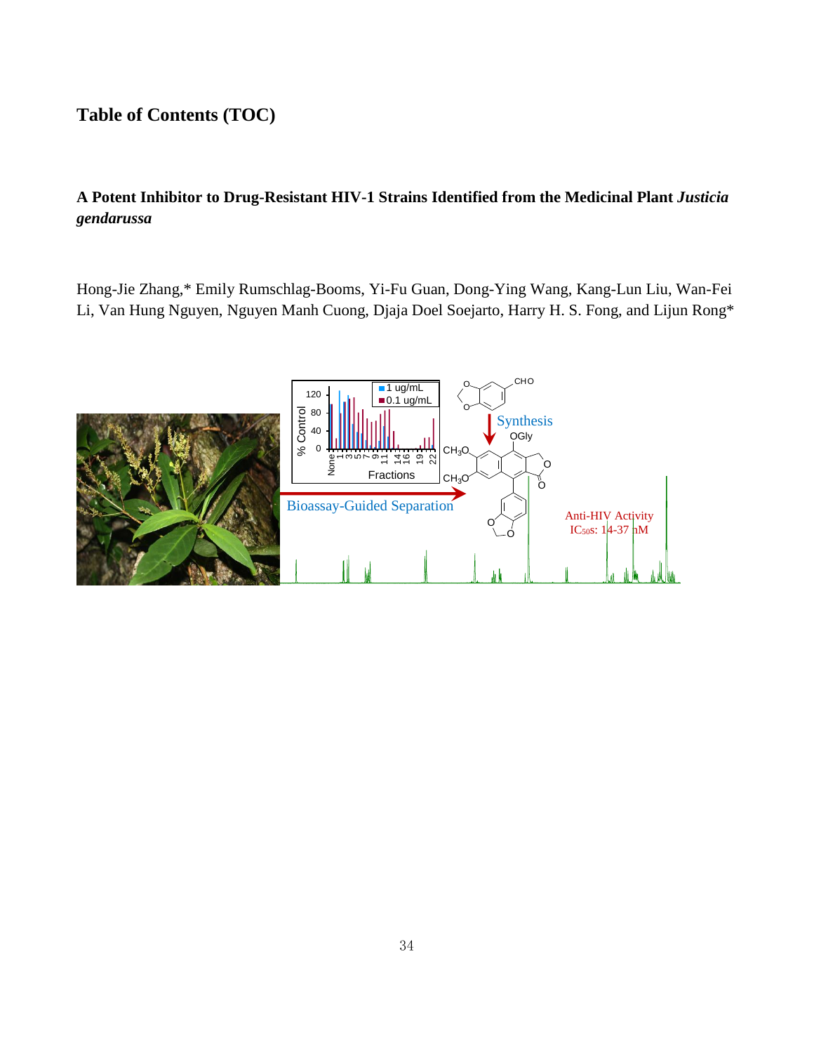## Table of Contents (TOC)

**A Potent Inhibitor to Drug-Resistant HIV-1 Strains Identified from the Medicinal Plant *Justicia gendarussa***

Hong-Jie Zhang,* Emily Rumschlag-Booms, Yi-Fu Guan, Dong-Ying Wang, Kang-Lun Liu, Wan-Fei Li, Van Hung Nguyen, Nguyen Manh Cuong, Djaja Doel Soejarto, Harry H. S. Fong, and Lijun Rong*

1 ug/mL
0.1 ug/mL
% Control
120
80
40
0
None 1 3 5 7 9 11 14 16 19 22
Fractions
Bioassay-Guided Separation
CHO
Synthesis
OGly
$CH_3O$
$CH_3O$
Anti-HIV Activity
$IC_{50}$s: 14-37 nM